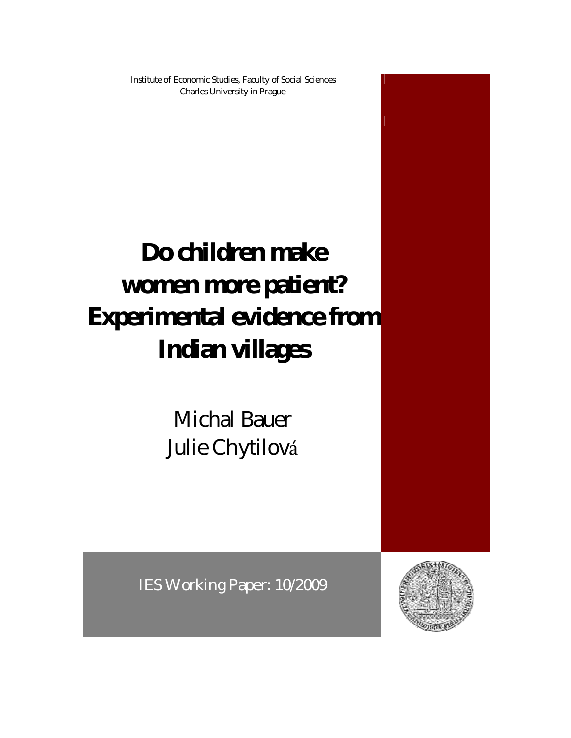Institute of Economic Studies, Faculty of Social Sciences
Charles University in Prague

# Do children make women more patient? Experimental evidence from Indian villages

Michal Bauer
Julie Chytilová

IES Working Paper: 10/2009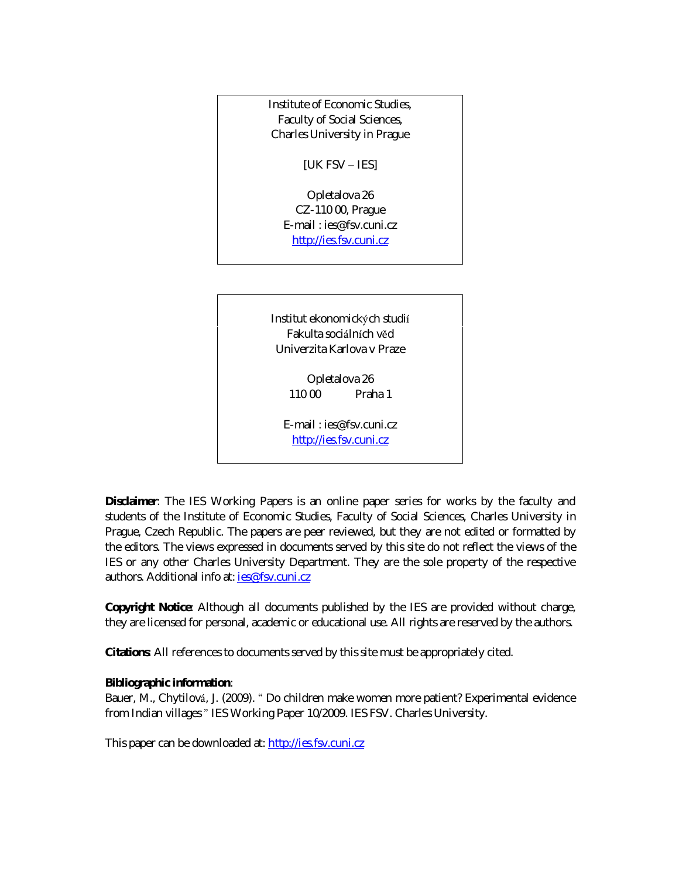Institute of Economic Studies,
Faculty of Social Sciences,
Charles University in Prague

[UK FSV – IES]

Opletalova 26
CZ-110 00, Prague
E-mail : ies@fsv.cuni.cz
http://ies.fsv.cuni.cz

Institut ekonomických studií
Fakulta sociálních věd
Univerzita Karlova v Praze

Opletalova 26
110 00 Praha 1

E-mail : ies@fsv.cuni.cz
http://ies.fsv.cuni.cz

**Disclaimer**: The IES Working Papers is an online paper series for works by the faculty and students of the Institute of Economic Studies, Faculty of Social Sciences, Charles University in Prague, Czech Republic. The papers are peer reviewed, but they are not edited or formatted by the editors. The views expressed in documents served by this site do not reflect the views of the IES or any other Charles University Department. They are the sole property of the respective authors. Additional info at: ies@fsv.cuni.cz

**Copyright Notice**: Although all documents published by the IES are provided without charge, they are licensed for personal, academic or educational use. All rights are reserved by the authors.

**Citations**: All references to documents served by this site must be appropriately cited.

**Bibliographic information**:
Bauer, M., Chytilová, J. (2009). " Do children make women more patient? Experimental evidence from Indian villages " IES Working Paper 10/2009. IES FSV. Charles University.

This paper can be downloaded at: http://ies.fsv.cuni.cz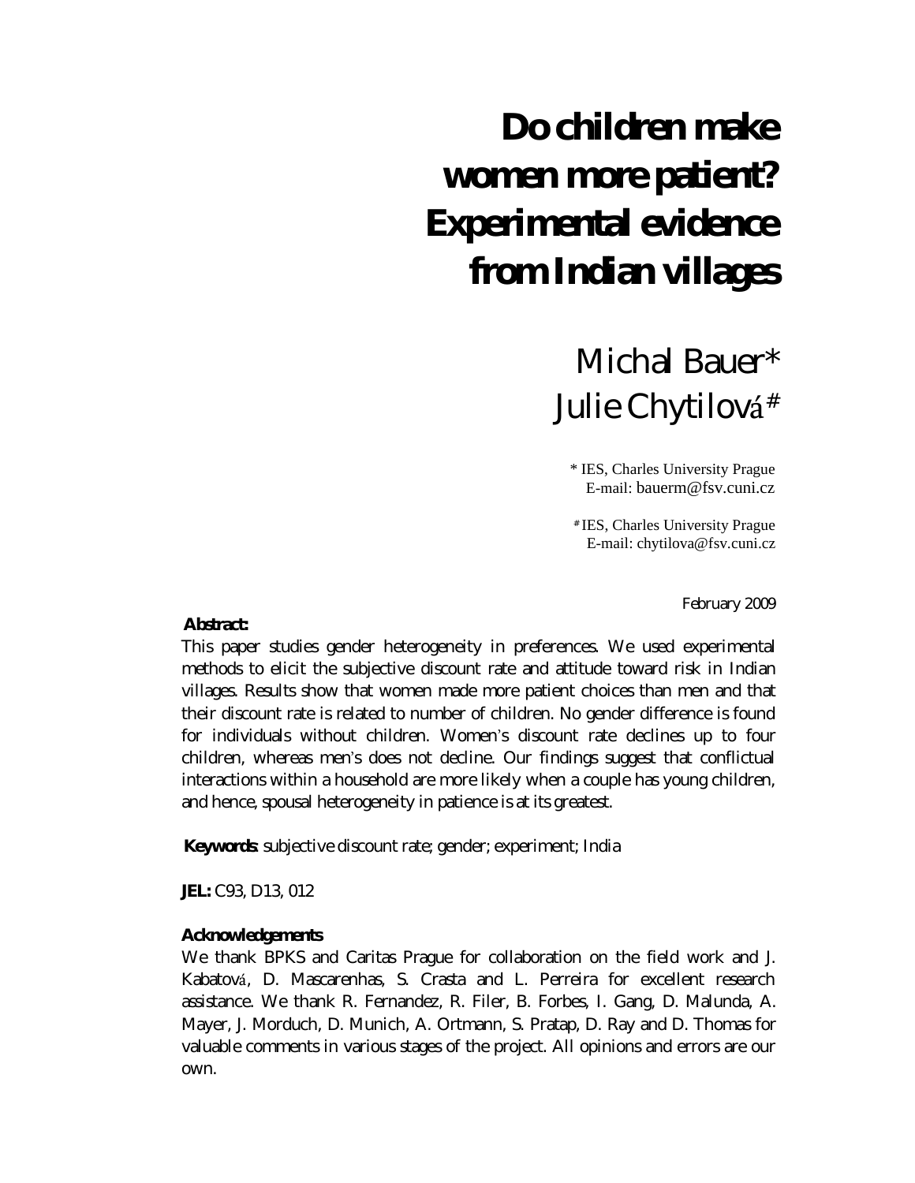# Do children make women more patient? Experimental evidence from Indian villages

Michal Bauer*
Julie Chytilová#

\* IES, Charles University Prague
E-mail: bauerm@fsv.cuni.cz

# IES, Charles University Prague
E-mail: chytilova@fsv.cuni.cz

February 2009

**Abstract:**

This paper studies gender heterogeneity in preferences. We used experimental methods to elicit the subjective discount rate and attitude toward risk in Indian villages. Results show that women made more patient choices than men and that their discount rate is related to number of children. No gender difference is found for individuals without children. Women's discount rate declines up to four children, whereas men's does not decline. Our findings suggest that conflictual interactions within a household are more likely when a couple has young children, and hence, spousal heterogeneity in patience is at its greatest.

**Keywords**: subjective discount rate; gender; experiment; India

**JEL:** C93, D13, 012

**Acknowledgements**

We thank BPKS and Caritas Prague for collaboration on the field work and J. Kabatová, D. Mascarenhas, S. Crasta and L. Perreira for excellent research assistance. We thank R. Fernandez, R. Filer, B. Forbes, I. Gang, D. Malunda, A. Mayer, J. Morduch, D. Munich, A. Ortmann, S. Pratap, D. Ray and D. Thomas for valuable comments in various stages of the project. All opinions and errors are our own.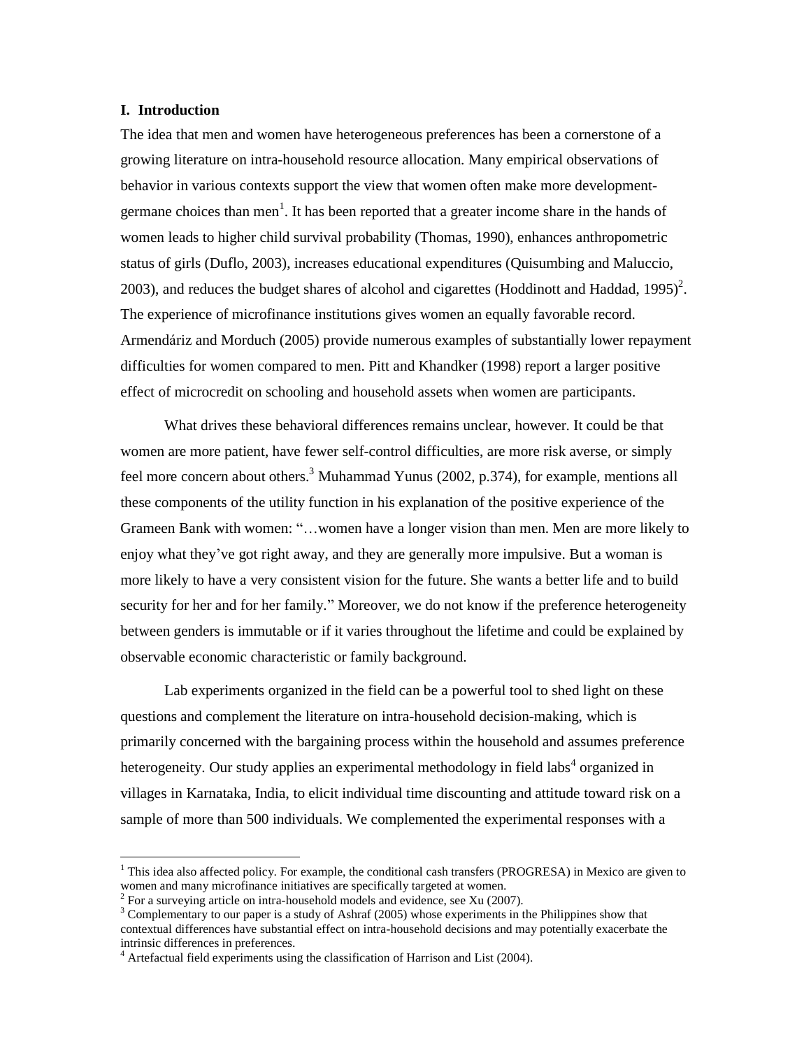## I. Introduction

The idea that men and women have heterogeneous preferences has been a cornerstone of a growing literature on intra-household resource allocation. Many empirical observations of behavior in various contexts support the view that women often make more development-germane choices than men[1]. It has been reported that a greater income share in the hands of women leads to higher child survival probability (Thomas, 1990), enhances anthropometric status of girls (Duflo, 2003), increases educational expenditures (Quisumbing and Maluccio, 2003), and reduces the budget shares of alcohol and cigarettes (Hoddinott and Haddad, 1995)[2]. The experience of microfinance institutions gives women an equally favorable record. Armendáriz and Morduch (2005) provide numerous examples of substantially lower repayment difficulties for women compared to men. Pitt and Khandker (1998) report a larger positive effect of microcredit on schooling and household assets when women are participants.

What drives these behavioral differences remains unclear, however. It could be that women are more patient, have fewer self-control difficulties, are more risk averse, or simply feel more concern about others.[3] Muhammad Yunus (2002, p.374), for example, mentions all these components of the utility function in his explanation of the positive experience of the Grameen Bank with women: "…women have a longer vision than men. Men are more likely to enjoy what they've got right away, and they are generally more impulsive. But a woman is more likely to have a very consistent vision for the future. She wants a better life and to build security for her and for her family." Moreover, we do not know if the preference heterogeneity between genders is immutable or if it varies throughout the lifetime and could be explained by observable economic characteristic or family background.

Lab experiments organized in the field can be a powerful tool to shed light on these questions and complement the literature on intra-household decision-making, which is primarily concerned with the bargaining process within the household and assumes preference heterogeneity. Our study applies an experimental methodology in field labs[4] organized in villages in Karnataka, India, to elicit individual time discounting and attitude toward risk on a sample of more than 500 individuals. We complemented the experimental responses with a

---

[1] This idea also affected policy. For example, the conditional cash transfers (PROGRESA) in Mexico are given to women and many microfinance initiatives are specifically targeted at women.

[2] For a surveying article on intra-household models and evidence, see Xu (2007).

[3] Complementary to our paper is a study of Ashraf (2005) whose experiments in the Philippines show that contextual differences have substantial effect on intra-household decisions and may potentially exacerbate the intrinsic differences in preferences.

[4] Artefactual field experiments using the classification of Harrison and List (2004).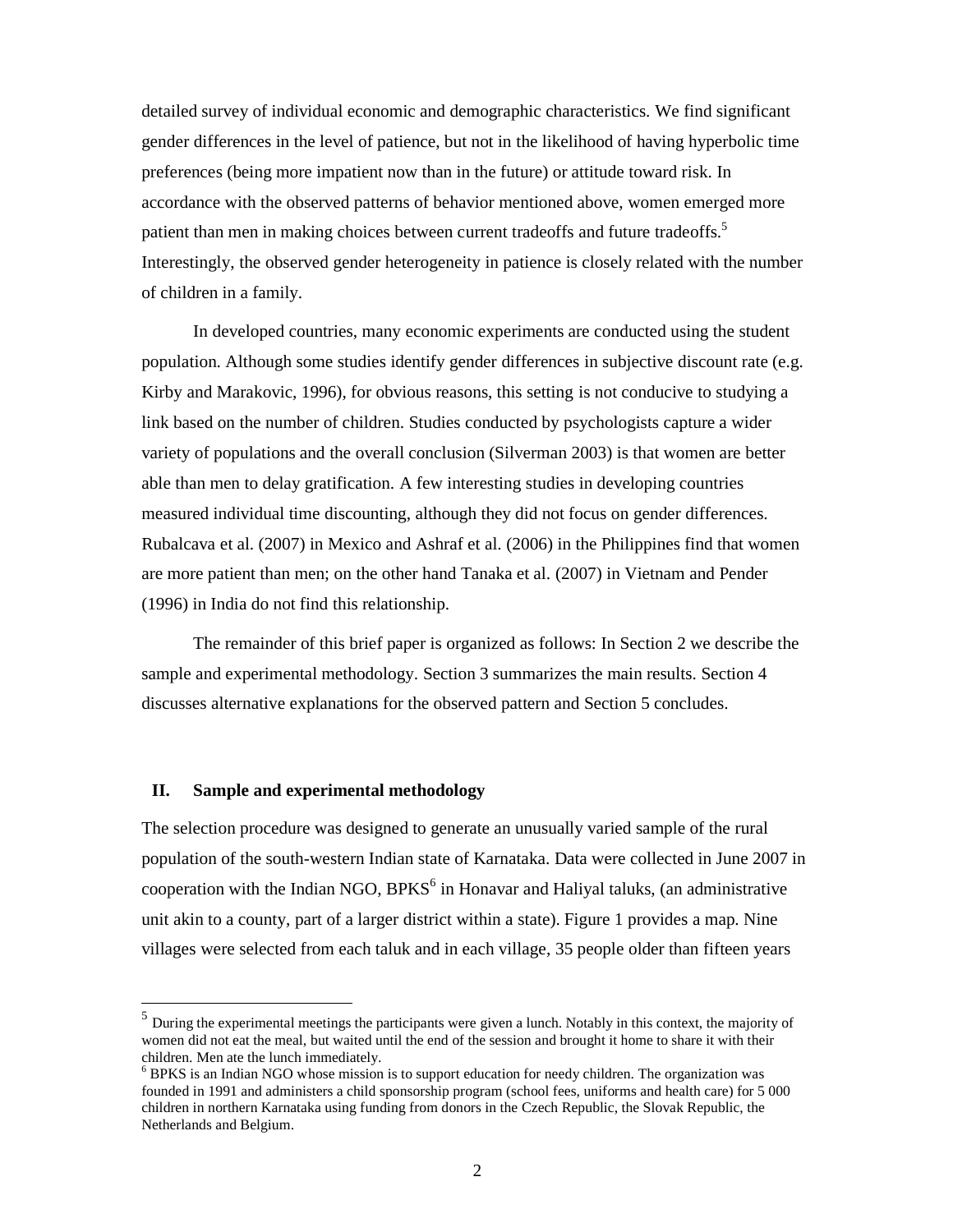detailed survey of individual economic and demographic characteristics. We find significant gender differences in the level of patience, but not in the likelihood of having hyperbolic time preferences (being more impatient now than in the future) or attitude toward risk. In accordance with the observed patterns of behavior mentioned above, women emerged more patient than men in making choices between current tradeoffs and future tradeoffs.[5] Interestingly, the observed gender heterogeneity in patience is closely related with the number of children in a family.

In developed countries, many economic experiments are conducted using the student population. Although some studies identify gender differences in subjective discount rate (e.g. Kirby and Marakovic, 1996), for obvious reasons, this setting is not conducive to studying a link based on the number of children. Studies conducted by psychologists capture a wider variety of populations and the overall conclusion (Silverman 2003) is that women are better able than men to delay gratification. A few interesting studies in developing countries measured individual time discounting, although they did not focus on gender differences. Rubalcava et al. (2007) in Mexico and Ashraf et al. (2006) in the Philippines find that women are more patient than men; on the other hand Tanaka et al. (2007) in Vietnam and Pender (1996) in India do not find this relationship.

The remainder of this brief paper is organized as follows: In Section 2 we describe the sample and experimental methodology. Section 3 summarizes the main results. Section 4 discusses alternative explanations for the observed pattern and Section 5 concludes.

## II. Sample and experimental methodology

The selection procedure was designed to generate an unusually varied sample of the rural population of the south-western Indian state of Karnataka. Data were collected in June 2007 in cooperation with the Indian NGO, BPKS[6] in Honavar and Haliyal taluks, (an administrative unit akin to a county, part of a larger district within a state). Figure 1 provides a map. Nine villages were selected from each taluk and in each village, 35 people older than fifteen years

---

[5] During the experimental meetings the participants were given a lunch. Notably in this context, the majority of women did not eat the meal, but waited until the end of the session and brought it home to share it with their children. Men ate the lunch immediately.

[6] BPKS is an Indian NGO whose mission is to support education for needy children. The organization was founded in 1991 and administers a child sponsorship program (school fees, uniforms and health care) for 5 000 children in northern Karnataka using funding from donors in the Czech Republic, the Slovak Republic, the Netherlands and Belgium.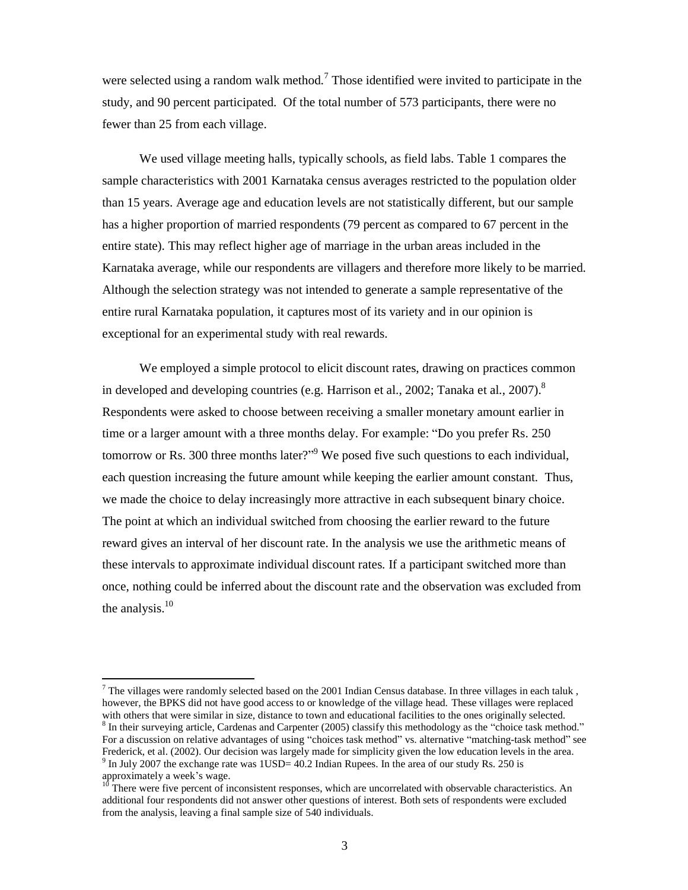were selected using a random walk method.[7] Those identified were invited to participate in the study, and 90 percent participated. Of the total number of 573 participants, there were no fewer than 25 from each village.

We used village meeting halls, typically schools, as field labs. Table 1 compares the sample characteristics with 2001 Karnataka census averages restricted to the population older than 15 years. Average age and education levels are not statistically different, but our sample has a higher proportion of married respondents (79 percent as compared to 67 percent in the entire state). This may reflect higher age of marriage in the urban areas included in the Karnataka average, while our respondents are villagers and therefore more likely to be married. Although the selection strategy was not intended to generate a sample representative of the entire rural Karnataka population, it captures most of its variety and in our opinion is exceptional for an experimental study with real rewards.

We employed a simple protocol to elicit discount rates, drawing on practices common in developed and developing countries (e.g. Harrison et al., 2002; Tanaka et al., 2007).[8] Respondents were asked to choose between receiving a smaller monetary amount earlier in time or a larger amount with a three months delay. For example: "Do you prefer Rs. 250 tomorrow or Rs. 300 three months later?"[9] We posed five such questions to each individual, each question increasing the future amount while keeping the earlier amount constant. Thus, we made the choice to delay increasingly more attractive in each subsequent binary choice. The point at which an individual switched from choosing the earlier reward to the future reward gives an interval of her discount rate. In the analysis we use the arithmetic means of these intervals to approximate individual discount rates. If a participant switched more than once, nothing could be inferred about the discount rate and the observation was excluded from the analysis.[10]

---

[7] The villages were randomly selected based on the 2001 Indian Census database. In three villages in each taluk , however, the BPKS did not have good access to or knowledge of the village head. These villages were replaced with others that were similar in size, distance to town and educational facilities to the ones originally selected.

[8] In their surveying article, Cardenas and Carpenter (2005) classify this methodology as the "choice task method." For a discussion on relative advantages of using "choices task method" vs. alternative "matching-task method" see Frederick, et al. (2002). Our decision was largely made for simplicity given the low education levels in the area.

[9] In July 2007 the exchange rate was 1USD= 40.2 Indian Rupees. In the area of our study Rs. 250 is approximately a week's wage.

[10] There were five percent of inconsistent responses, which are uncorrelated with observable characteristics. An additional four respondents did not answer other questions of interest. Both sets of respondents were excluded from the analysis, leaving a final sample size of 540 individuals.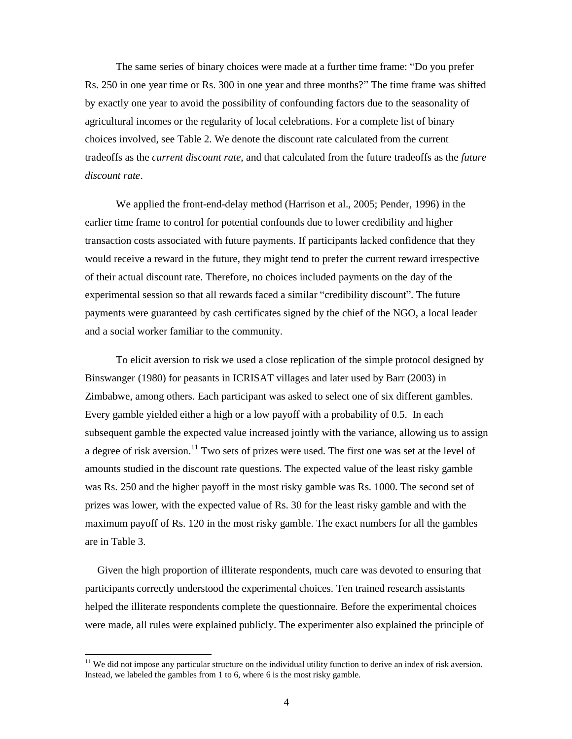The same series of binary choices were made at a further time frame: "Do you prefer Rs. 250 in one year time or Rs. 300 in one year and three months?" The time frame was shifted by exactly one year to avoid the possibility of confounding factors due to the seasonality of agricultural incomes or the regularity of local celebrations. For a complete list of binary choices involved, see Table 2. We denote the discount rate calculated from the current tradeoffs as the *current discount rate*, and that calculated from the future tradeoffs as the *future discount rate*.

We applied the front-end-delay method (Harrison et al., 2005; Pender, 1996) in the earlier time frame to control for potential confounds due to lower credibility and higher transaction costs associated with future payments. If participants lacked confidence that they would receive a reward in the future, they might tend to prefer the current reward irrespective of their actual discount rate. Therefore, no choices included payments on the day of the experimental session so that all rewards faced a similar "credibility discount". The future payments were guaranteed by cash certificates signed by the chief of the NGO, a local leader and a social worker familiar to the community.

To elicit aversion to risk we used a close replication of the simple protocol designed by Binswanger (1980) for peasants in ICRISAT villages and later used by Barr (2003) in Zimbabwe, among others. Each participant was asked to select one of six different gambles. Every gamble yielded either a high or a low payoff with a probability of 0.5. In each subsequent gamble the expected value increased jointly with the variance, allowing us to assign a degree of risk aversion.[11] Two sets of prizes were used. The first one was set at the level of amounts studied in the discount rate questions. The expected value of the least risky gamble was Rs. 250 and the higher payoff in the most risky gamble was Rs. 1000. The second set of prizes was lower, with the expected value of Rs. 30 for the least risky gamble and with the maximum payoff of Rs. 120 in the most risky gamble. The exact numbers for all the gambles are in Table 3.

Given the high proportion of illiterate respondents, much care was devoted to ensuring that participants correctly understood the experimental choices. Ten trained research assistants helped the illiterate respondents complete the questionnaire. Before the experimental choices were made, all rules were explained publicly. The experimenter also explained the principle of

[11] We did not impose any particular structure on the individual utility function to derive an index of risk aversion. Instead, we labeled the gambles from 1 to 6, where 6 is the most risky gamble.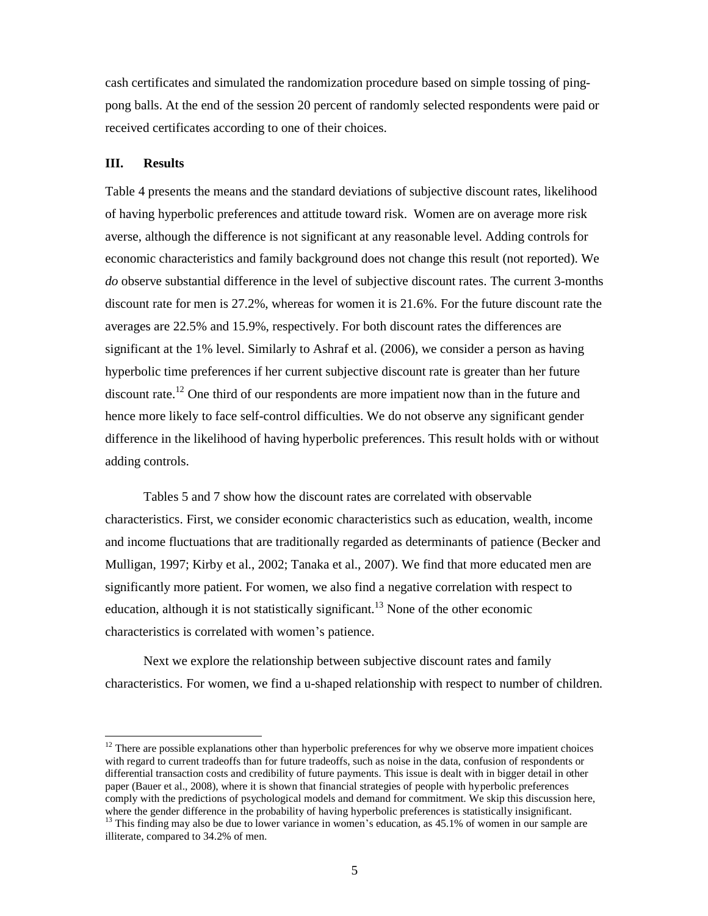cash certificates and simulated the randomization procedure based on simple tossing of ping-pong balls. At the end of the session 20 percent of randomly selected respondents were paid or received certificates according to one of their choices.

## III. Results

Table 4 presents the means and the standard deviations of subjective discount rates, likelihood of having hyperbolic preferences and attitude toward risk. Women are on average more risk averse, although the difference is not significant at any reasonable level. Adding controls for economic characteristics and family background does not change this result (not reported). We *do* observe substantial difference in the level of subjective discount rates. The current 3-months discount rate for men is 27.2%, whereas for women it is 21.6%. For the future discount rate the averages are 22.5% and 15.9%, respectively. For both discount rates the differences are significant at the 1% level. Similarly to Ashraf et al. (2006), we consider a person as having hyperbolic time preferences if her current subjective discount rate is greater than her future discount rate.[12] One third of our respondents are more impatient now than in the future and hence more likely to face self-control difficulties. We do not observe any significant gender difference in the likelihood of having hyperbolic preferences. This result holds with or without adding controls.

Tables 5 and 7 show how the discount rates are correlated with observable characteristics. First, we consider economic characteristics such as education, wealth, income and income fluctuations that are traditionally regarded as determinants of patience (Becker and Mulligan, 1997; Kirby et al., 2002; Tanaka et al., 2007). We find that more educated men are significantly more patient. For women, we also find a negative correlation with respect to education, although it is not statistically significant.[13] None of the other economic characteristics is correlated with women's patience.

Next we explore the relationship between subjective discount rates and family characteristics. For women, we find a u-shaped relationship with respect to number of children.

[12] There are possible explanations other than hyperbolic preferences for why we observe more impatient choices with regard to current tradeoffs than for future tradeoffs, such as noise in the data, confusion of respondents or differential transaction costs and credibility of future payments. This issue is dealt with in bigger detail in other paper (Bauer et al., 2008), where it is shown that financial strategies of people with hyperbolic preferences comply with the predictions of psychological models and demand for commitment. We skip this discussion here, where the gender difference in the probability of having hyperbolic preferences is statistically insignificant.

[13] This finding may also be due to lower variance in women's education, as 45.1% of women in our sample are illiterate, compared to 34.2% of men.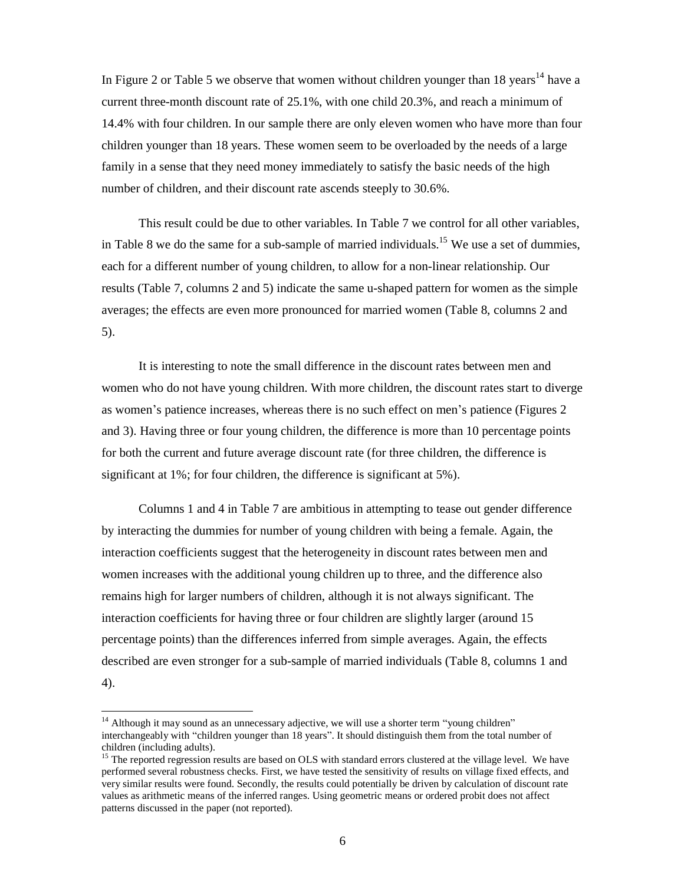In Figure 2 or Table 5 we observe that women without children younger than 18 years[14] have a current three-month discount rate of 25.1%, with one child 20.3%, and reach a minimum of 14.4% with four children. In our sample there are only eleven women who have more than four children younger than 18 years. These women seem to be overloaded by the needs of a large family in a sense that they need money immediately to satisfy the basic needs of the high number of children, and their discount rate ascends steeply to 30.6%.

This result could be due to other variables. In Table 7 we control for all other variables, in Table 8 we do the same for a sub-sample of married individuals.[15] We use a set of dummies, each for a different number of young children, to allow for a non-linear relationship. Our results (Table 7, columns 2 and 5) indicate the same u-shaped pattern for women as the simple averages; the effects are even more pronounced for married women (Table 8, columns 2 and 5).

It is interesting to note the small difference in the discount rates between men and women who do not have young children. With more children, the discount rates start to diverge as women's patience increases, whereas there is no such effect on men's patience (Figures 2 and 3). Having three or four young children, the difference is more than 10 percentage points for both the current and future average discount rate (for three children, the difference is significant at 1%; for four children, the difference is significant at 5%).

Columns 1 and 4 in Table 7 are ambitious in attempting to tease out gender difference by interacting the dummies for number of young children with being a female. Again, the interaction coefficients suggest that the heterogeneity in discount rates between men and women increases with the additional young children up to three, and the difference also remains high for larger numbers of children, although it is not always significant. The interaction coefficients for having three or four children are slightly larger (around 15 percentage points) than the differences inferred from simple averages. Again, the effects described are even stronger for a sub-sample of married individuals (Table 8, columns 1 and 4).

---

[14] Although it may sound as an unnecessary adjective, we will use a shorter term "young children" interchangeably with "children younger than 18 years". It should distinguish them from the total number of children (including adults).

[15] The reported regression results are based on OLS with standard errors clustered at the village level. We have performed several robustness checks. First, we have tested the sensitivity of results on village fixed effects, and very similar results were found. Secondly, the results could potentially be driven by calculation of discount rate values as arithmetic means of the inferred ranges. Using geometric means or ordered probit does not affect patterns discussed in the paper (not reported).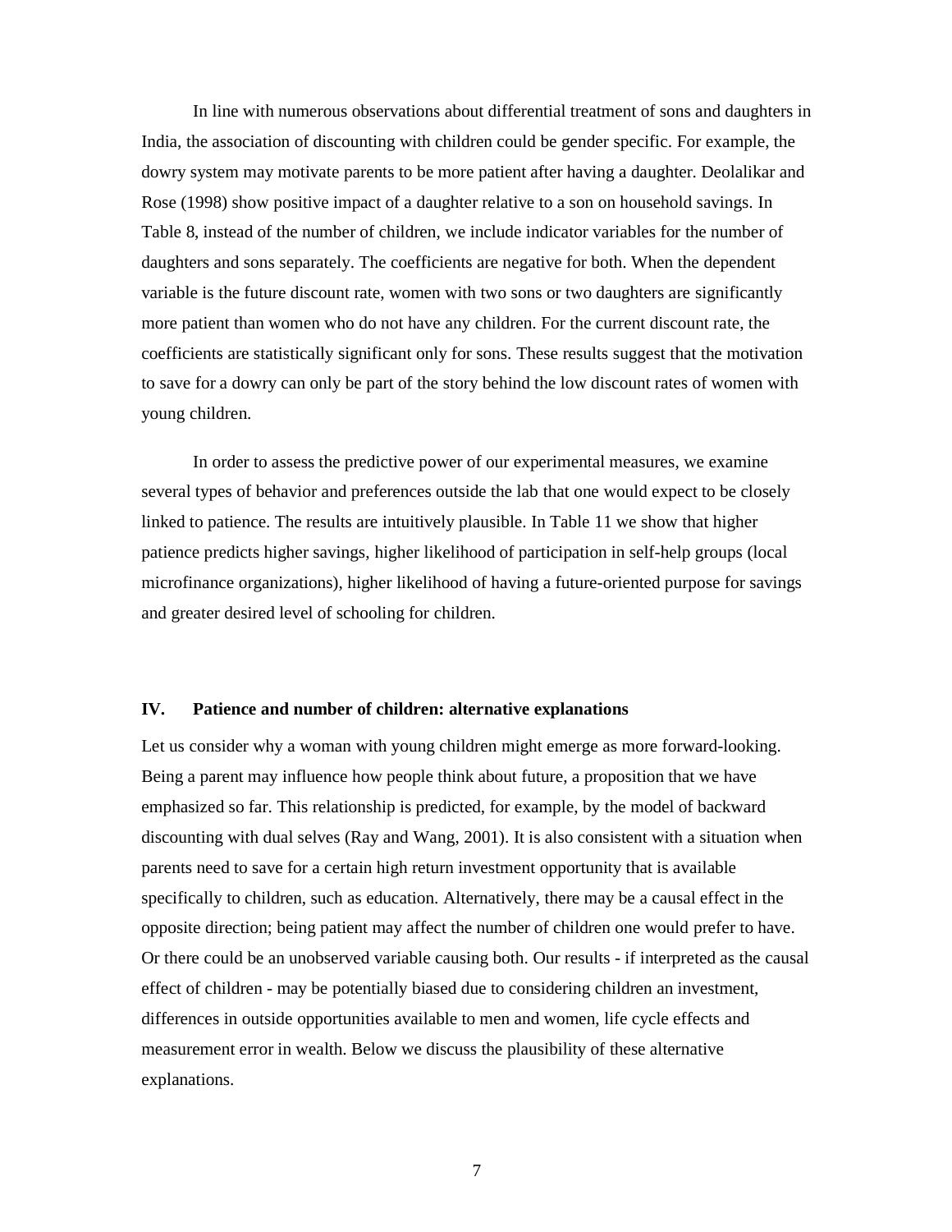In line with numerous observations about differential treatment of sons and daughters in India, the association of discounting with children could be gender specific. For example, the dowry system may motivate parents to be more patient after having a daughter. Deolalikar and Rose (1998) show positive impact of a daughter relative to a son on household savings. In Table 8, instead of the number of children, we include indicator variables for the number of daughters and sons separately. The coefficients are negative for both. When the dependent variable is the future discount rate, women with two sons or two daughters are significantly more patient than women who do not have any children. For the current discount rate, the coefficients are statistically significant only for sons. These results suggest that the motivation to save for a dowry can only be part of the story behind the low discount rates of women with young children.

In order to assess the predictive power of our experimental measures, we examine several types of behavior and preferences outside the lab that one would expect to be closely linked to patience. The results are intuitively plausible. In Table 11 we show that higher patience predicts higher savings, higher likelihood of participation in self-help groups (local microfinance organizations), higher likelihood of having a future-oriented purpose for savings and greater desired level of schooling for children.

### IV. Patience and number of children: alternative explanations

Let us consider why a woman with young children might emerge as more forward-looking. Being a parent may influence how people think about future, a proposition that we have emphasized so far. This relationship is predicted, for example, by the model of backward discounting with dual selves (Ray and Wang, 2001). It is also consistent with a situation when parents need to save for a certain high return investment opportunity that is available specifically to children, such as education. Alternatively, there may be a causal effect in the opposite direction; being patient may affect the number of children one would prefer to have. Or there could be an unobserved variable causing both. Our results - if interpreted as the causal effect of children - may be potentially biased due to considering children an investment, differences in outside opportunities available to men and women, life cycle effects and measurement error in wealth. Below we discuss the plausibility of these alternative explanations.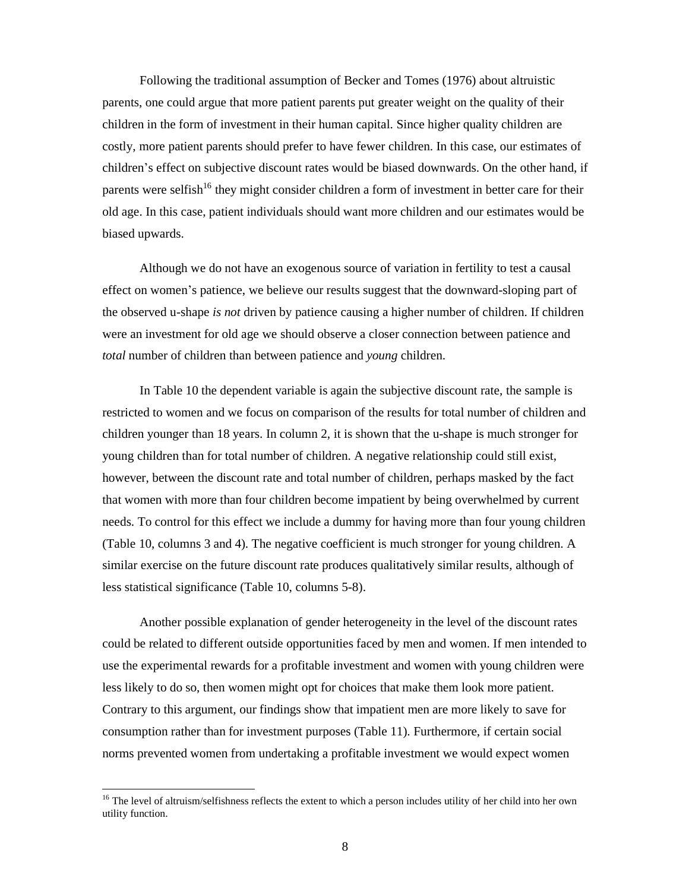Following the traditional assumption of Becker and Tomes (1976) about altruistic parents, one could argue that more patient parents put greater weight on the quality of their children in the form of investment in their human capital. Since higher quality children are costly, more patient parents should prefer to have fewer children. In this case, our estimates of children's effect on subjective discount rates would be biased downwards. On the other hand, if parents were selfish[16] they might consider children a form of investment in better care for their old age. In this case, patient individuals should want more children and our estimates would be biased upwards.

Although we do not have an exogenous source of variation in fertility to test a causal effect on women's patience, we believe our results suggest that the downward-sloping part of the observed u-shape *is not* driven by patience causing a higher number of children. If children were an investment for old age we should observe a closer connection between patience and *total* number of children than between patience and *young* children.

In Table 10 the dependent variable is again the subjective discount rate, the sample is restricted to women and we focus on comparison of the results for total number of children and children younger than 18 years. In column 2, it is shown that the u-shape is much stronger for young children than for total number of children. A negative relationship could still exist, however, between the discount rate and total number of children, perhaps masked by the fact that women with more than four children become impatient by being overwhelmed by current needs. To control for this effect we include a dummy for having more than four young children (Table 10, columns 3 and 4). The negative coefficient is much stronger for young children. A similar exercise on the future discount rate produces qualitatively similar results, although of less statistical significance (Table 10, columns 5-8).

Another possible explanation of gender heterogeneity in the level of the discount rates could be related to different outside opportunities faced by men and women. If men intended to use the experimental rewards for a profitable investment and women with young children were less likely to do so, then women might opt for choices that make them look more patient. Contrary to this argument, our findings show that impatient men are more likely to save for consumption rather than for investment purposes (Table 11). Furthermore, if certain social norms prevented women from undertaking a profitable investment we would expect women

[16] The level of altruism/selfishness reflects the extent to which a person includes utility of her child into her own utility function.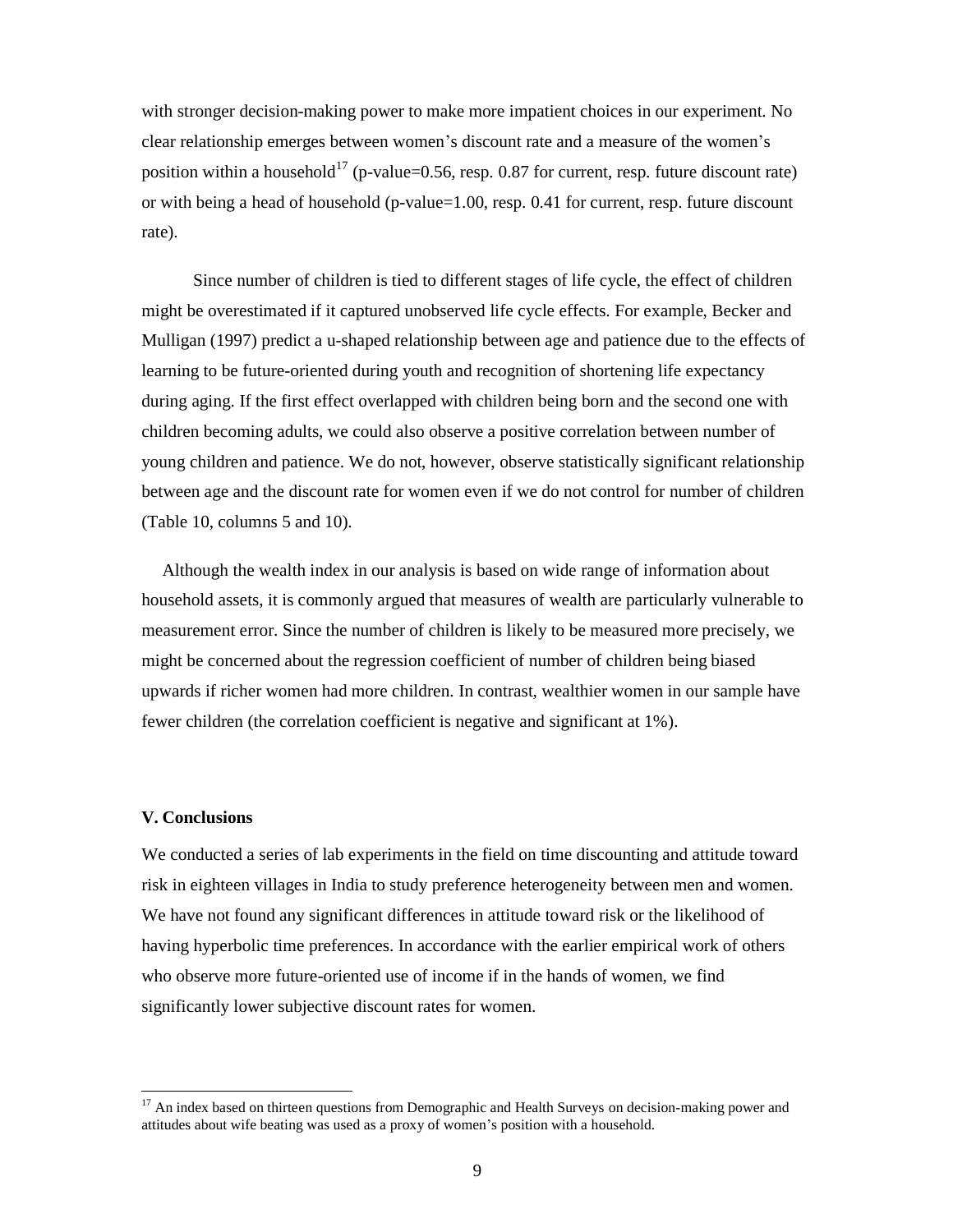with stronger decision-making power to make more impatient choices in our experiment. No clear relationship emerges between women's discount rate and a measure of the women's position within a household[17] (p-value=0.56, resp. 0.87 for current, resp. future discount rate) or with being a head of household (p-value=1.00, resp. 0.41 for current, resp. future discount rate).

Since number of children is tied to different stages of life cycle, the effect of children might be overestimated if it captured unobserved life cycle effects. For example, Becker and Mulligan (1997) predict a u-shaped relationship between age and patience due to the effects of learning to be future-oriented during youth and recognition of shortening life expectancy during aging. If the first effect overlapped with children being born and the second one with children becoming adults, we could also observe a positive correlation between number of young children and patience. We do not, however, observe statistically significant relationship between age and the discount rate for women even if we do not control for number of children (Table 10, columns 5 and 10).

Although the wealth index in our analysis is based on wide range of information about household assets, it is commonly argued that measures of wealth are particularly vulnerable to measurement error. Since the number of children is likely to be measured more precisely, we might be concerned about the regression coefficient of number of children being biased upwards if richer women had more children. In contrast, wealthier women in our sample have fewer children (the correlation coefficient is negative and significant at 1%).

**V. Conclusions**

We conducted a series of lab experiments in the field on time discounting and attitude toward risk in eighteen villages in India to study preference heterogeneity between men and women. We have not found any significant differences in attitude toward risk or the likelihood of having hyperbolic time preferences. In accordance with the earlier empirical work of others who observe more future-oriented use of income if in the hands of women, we find significantly lower subjective discount rates for women.

[17] An index based on thirteen questions from Demographic and Health Surveys on decision-making power and attitudes about wife beating was used as a proxy of women's position with a household.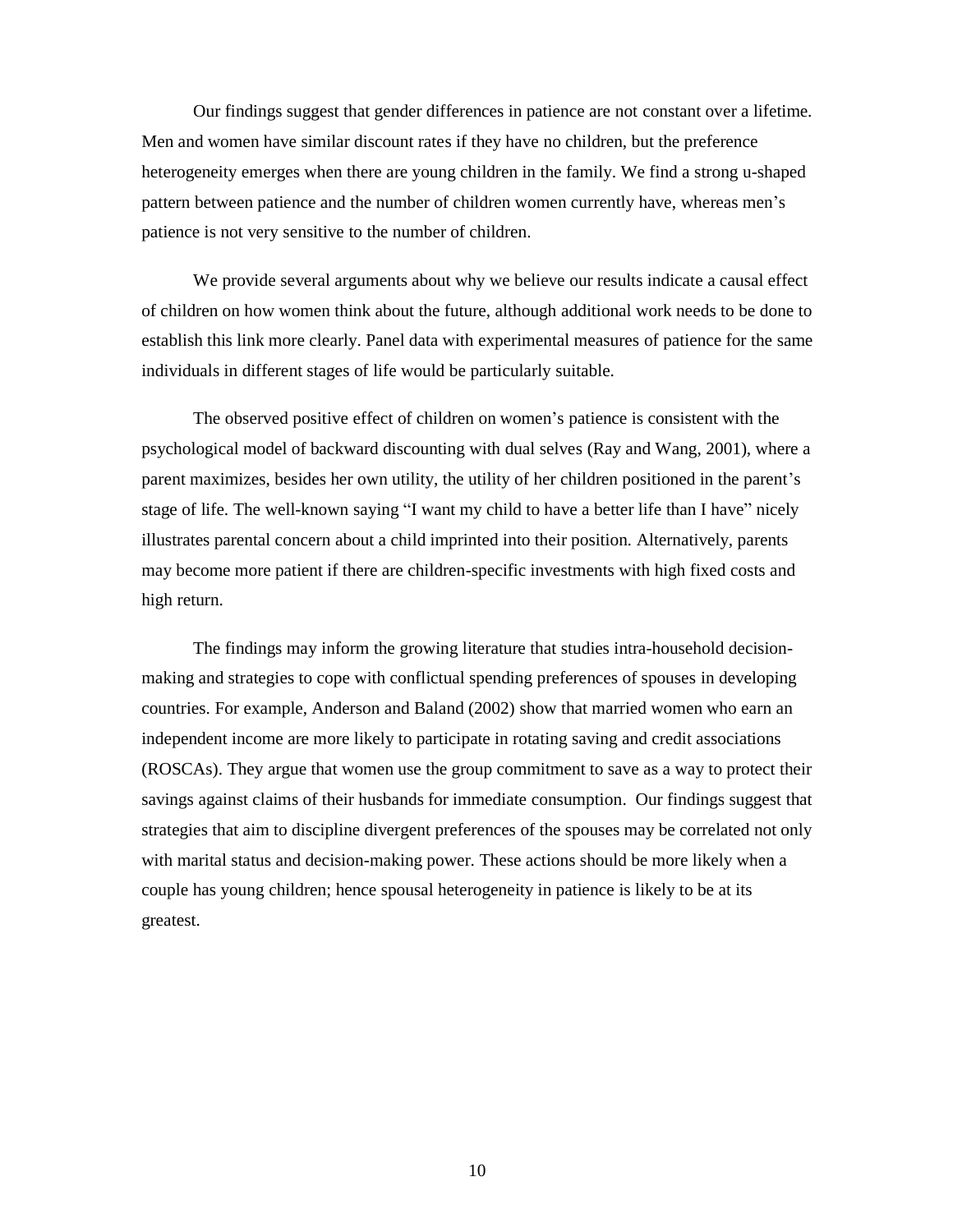Our findings suggest that gender differences in patience are not constant over a lifetime. Men and women have similar discount rates if they have no children, but the preference heterogeneity emerges when there are young children in the family. We find a strong u-shaped pattern between patience and the number of children women currently have, whereas men's patience is not very sensitive to the number of children.

We provide several arguments about why we believe our results indicate a causal effect of children on how women think about the future, although additional work needs to be done to establish this link more clearly. Panel data with experimental measures of patience for the same individuals in different stages of life would be particularly suitable.

The observed positive effect of children on women's patience is consistent with the psychological model of backward discounting with dual selves (Ray and Wang, 2001), where a parent maximizes, besides her own utility, the utility of her children positioned in the parent's stage of life. The well-known saying "I want my child to have a better life than I have" nicely illustrates parental concern about a child imprinted into their position. Alternatively, parents may become more patient if there are children-specific investments with high fixed costs and high return.

The findings may inform the growing literature that studies intra-household decision-making and strategies to cope with conflictual spending preferences of spouses in developing countries. For example, Anderson and Baland (2002) show that married women who earn an independent income are more likely to participate in rotating saving and credit associations (ROSCAs). They argue that women use the group commitment to save as a way to protect their savings against claims of their husbands for immediate consumption. Our findings suggest that strategies that aim to discipline divergent preferences of the spouses may be correlated not only with marital status and decision-making power. These actions should be more likely when a couple has young children; hence spousal heterogeneity in patience is likely to be at its greatest.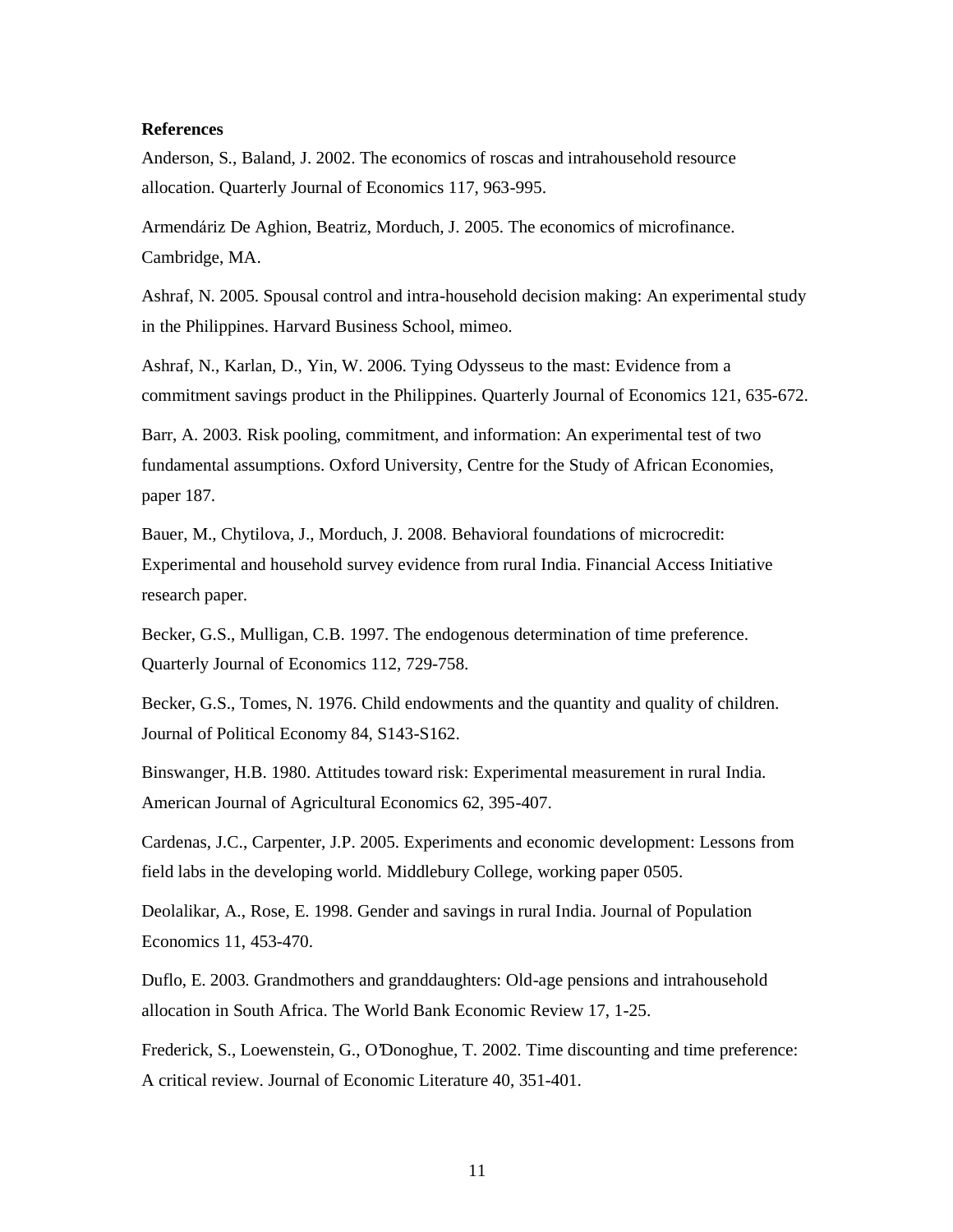**References**

Anderson, S., Baland, J. 2002. The economics of roscas and intrahousehold resource allocation. Quarterly Journal of Economics 117, 963-995.

Armendáriz De Aghion, Beatriz, Morduch, J. 2005. The economics of microfinance. Cambridge, MA.

Ashraf, N. 2005. Spousal control and intra-household decision making: An experimental study in the Philippines. Harvard Business School, mimeo.

Ashraf, N., Karlan, D., Yin, W. 2006. Tying Odysseus to the mast: Evidence from a commitment savings product in the Philippines. Quarterly Journal of Economics 121, 635-672.

Barr, A. 2003. Risk pooling, commitment, and information: An experimental test of two fundamental assumptions. Oxford University, Centre for the Study of African Economies, paper 187.

Bauer, M., Chytilova, J., Morduch, J. 2008. Behavioral foundations of microcredit: Experimental and household survey evidence from rural India. Financial Access Initiative research paper.

Becker, G.S., Mulligan, C.B. 1997. The endogenous determination of time preference. Quarterly Journal of Economics 112, 729-758.

Becker, G.S., Tomes, N. 1976. Child endowments and the quantity and quality of children. Journal of Political Economy 84, S143-S162.

Binswanger, H.B. 1980. Attitudes toward risk: Experimental measurement in rural India. American Journal of Agricultural Economics 62, 395-407.

Cardenas, J.C., Carpenter, J.P. 2005. Experiments and economic development: Lessons from field labs in the developing world. Middlebury College, working paper 0505.

Deolalikar, A., Rose, E. 1998. Gender and savings in rural India. Journal of Population Economics 11, 453-470.

Duflo, E. 2003. Grandmothers and granddaughters: Old-age pensions and intrahousehold allocation in South Africa. The World Bank Economic Review 17, 1-25.

Frederick, S., Loewenstein, G., O'Donoghue, T. 2002. Time discounting and time preference: A critical review. Journal of Economic Literature 40, 351-401.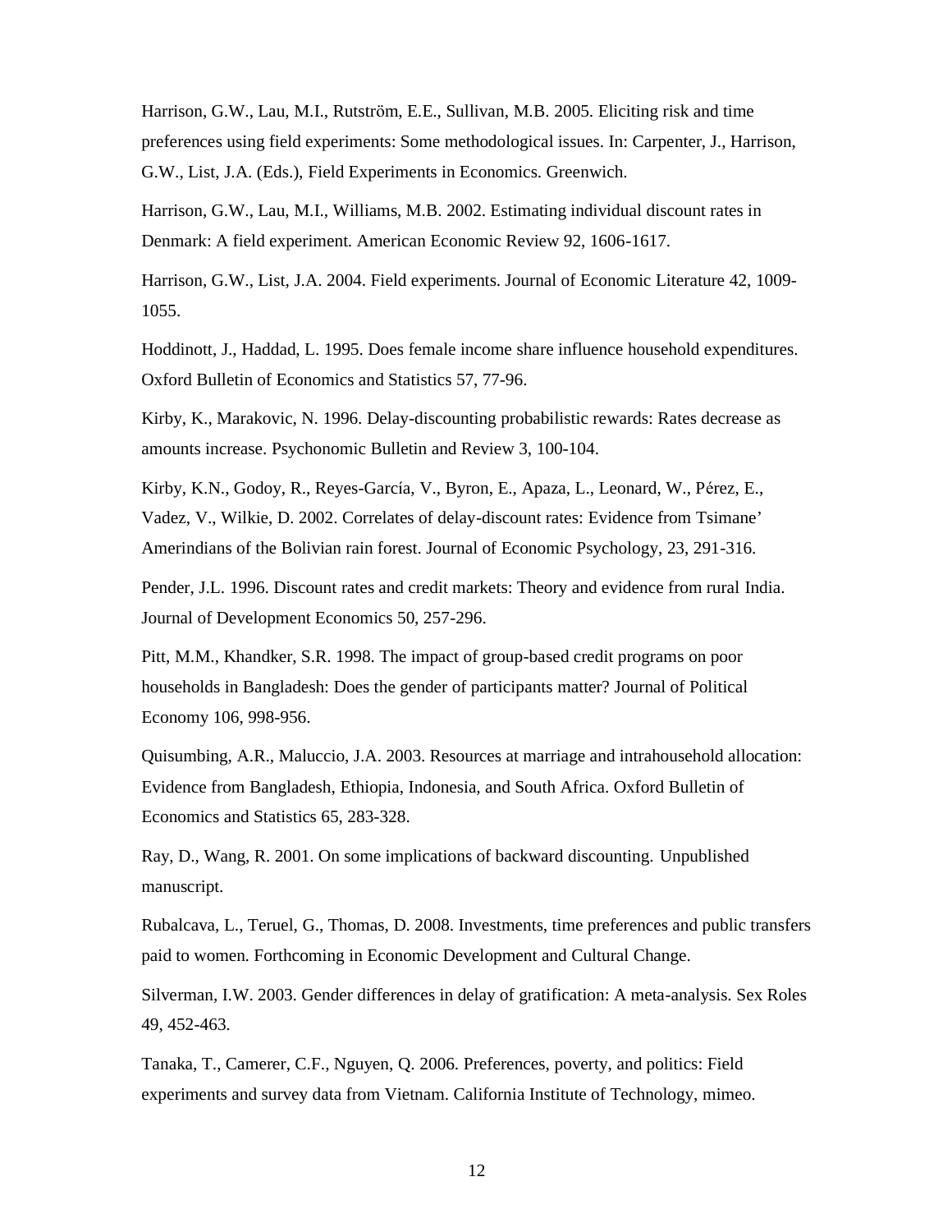Harrison, G.W., Lau, M.I., Rutström, E.E., Sullivan, M.B. 2005. Eliciting risk and time preferences using field experiments: Some methodological issues. In: Carpenter, J., Harrison, G.W., List, J.A. (Eds.), Field Experiments in Economics. Greenwich.

Harrison, G.W., Lau, M.I., Williams, M.B. 2002. Estimating individual discount rates in Denmark: A field experiment. American Economic Review 92, 1606-1617.

Harrison, G.W., List, J.A. 2004. Field experiments. Journal of Economic Literature 42, 1009-1055.

Hoddinott, J., Haddad, L. 1995. Does female income share influence household expenditures. Oxford Bulletin of Economics and Statistics 57, 77-96.

Kirby, K., Marakovic, N. 1996. Delay-discounting probabilistic rewards: Rates decrease as amounts increase. Psychonomic Bulletin and Review 3, 100-104.

Kirby, K.N., Godoy, R., Reyes-García, V., Byron, E., Apaza, L., Leonard, W., Pérez, E., Vadez, V., Wilkie, D. 2002. Correlates of delay-discount rates: Evidence from Tsimane' Amerindians of the Bolivian rain forest. Journal of Economic Psychology, 23, 291-316.

Pender, J.L. 1996. Discount rates and credit markets: Theory and evidence from rural India. Journal of Development Economics 50, 257-296.

Pitt, M.M., Khandker, S.R. 1998. The impact of group-based credit programs on poor households in Bangladesh: Does the gender of participants matter? Journal of Political Economy 106, 998-956.

Quisumbing, A.R., Maluccio, J.A. 2003. Resources at marriage and intrahousehold allocation: Evidence from Bangladesh, Ethiopia, Indonesia, and South Africa. Oxford Bulletin of Economics and Statistics 65, 283-328.

Ray, D., Wang, R. 2001. On some implications of backward discounting. Unpublished manuscript.

Rubalcava, L., Teruel, G., Thomas, D. 2008. Investments, time preferences and public transfers paid to women. Forthcoming in Economic Development and Cultural Change.

Silverman, I.W. 2003. Gender differences in delay of gratification: A meta-analysis. Sex Roles 49, 452-463.

Tanaka, T., Camerer, C.F., Nguyen, Q. 2006. Preferences, poverty, and politics: Field experiments and survey data from Vietnam. California Institute of Technology, mimeo.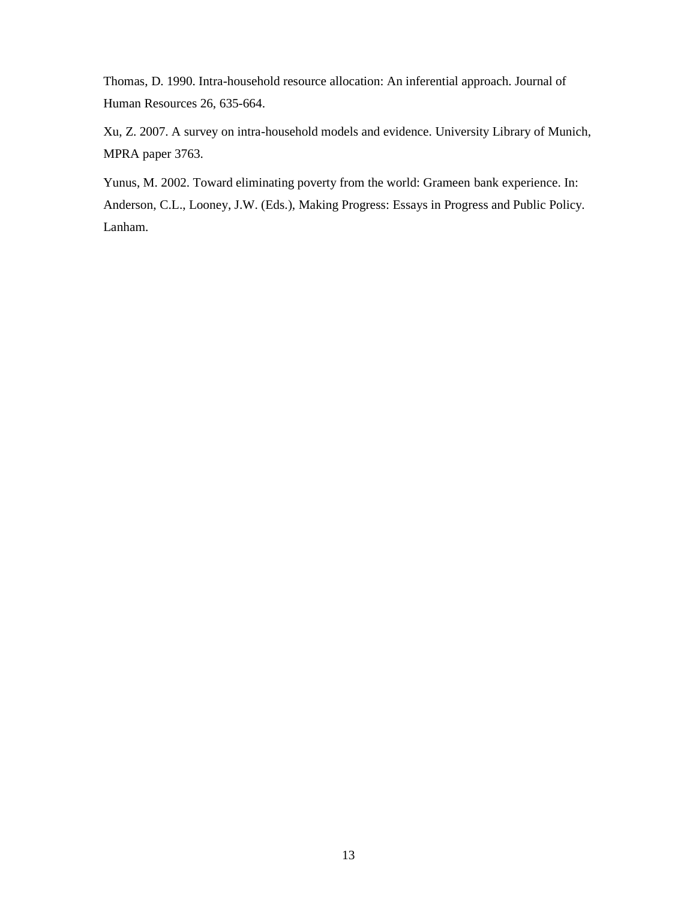Thomas, D. 1990. Intra-household resource allocation: An inferential approach. Journal of Human Resources 26, 635-664.

Xu, Z. 2007. A survey on intra-household models and evidence. University Library of Munich, MPRA paper 3763.

Yunus, M. 2002. Toward eliminating poverty from the world: Grameen bank experience. In: Anderson, C.L., Looney, J.W. (Eds.), Making Progress: Essays in Progress and Public Policy. Lanham.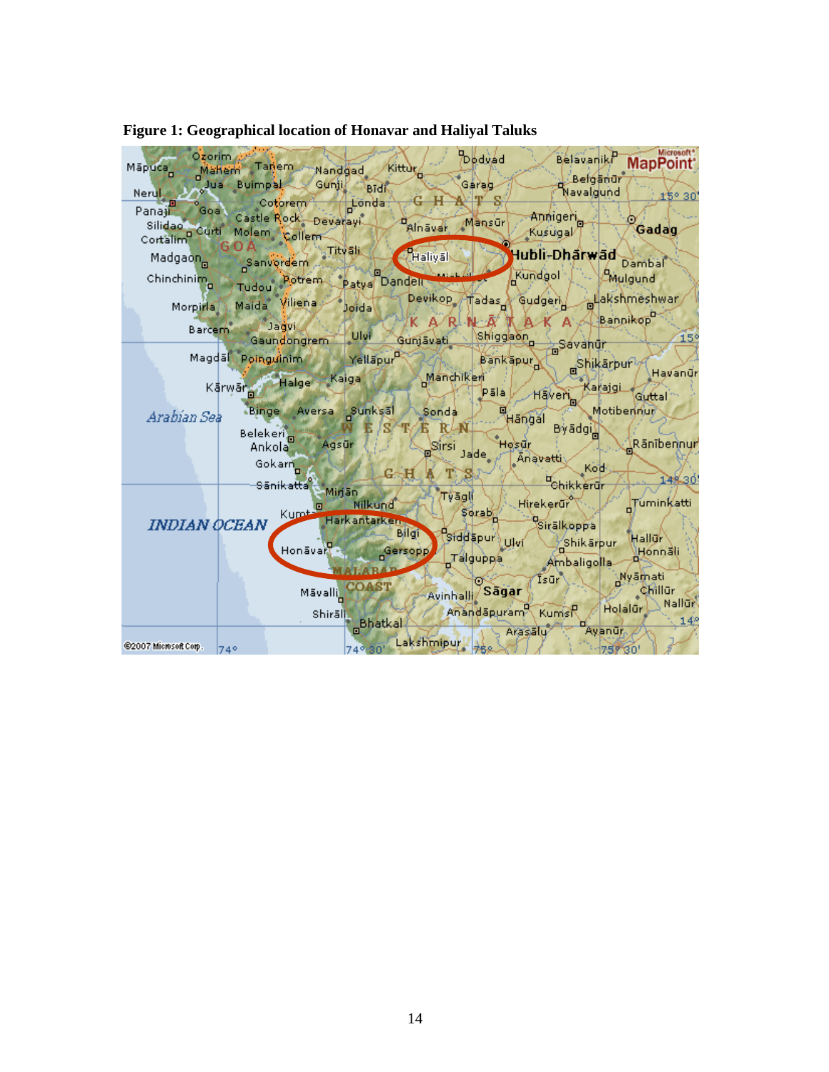**Figure 1: Geographical location of Honavar and Haliyal Taluks**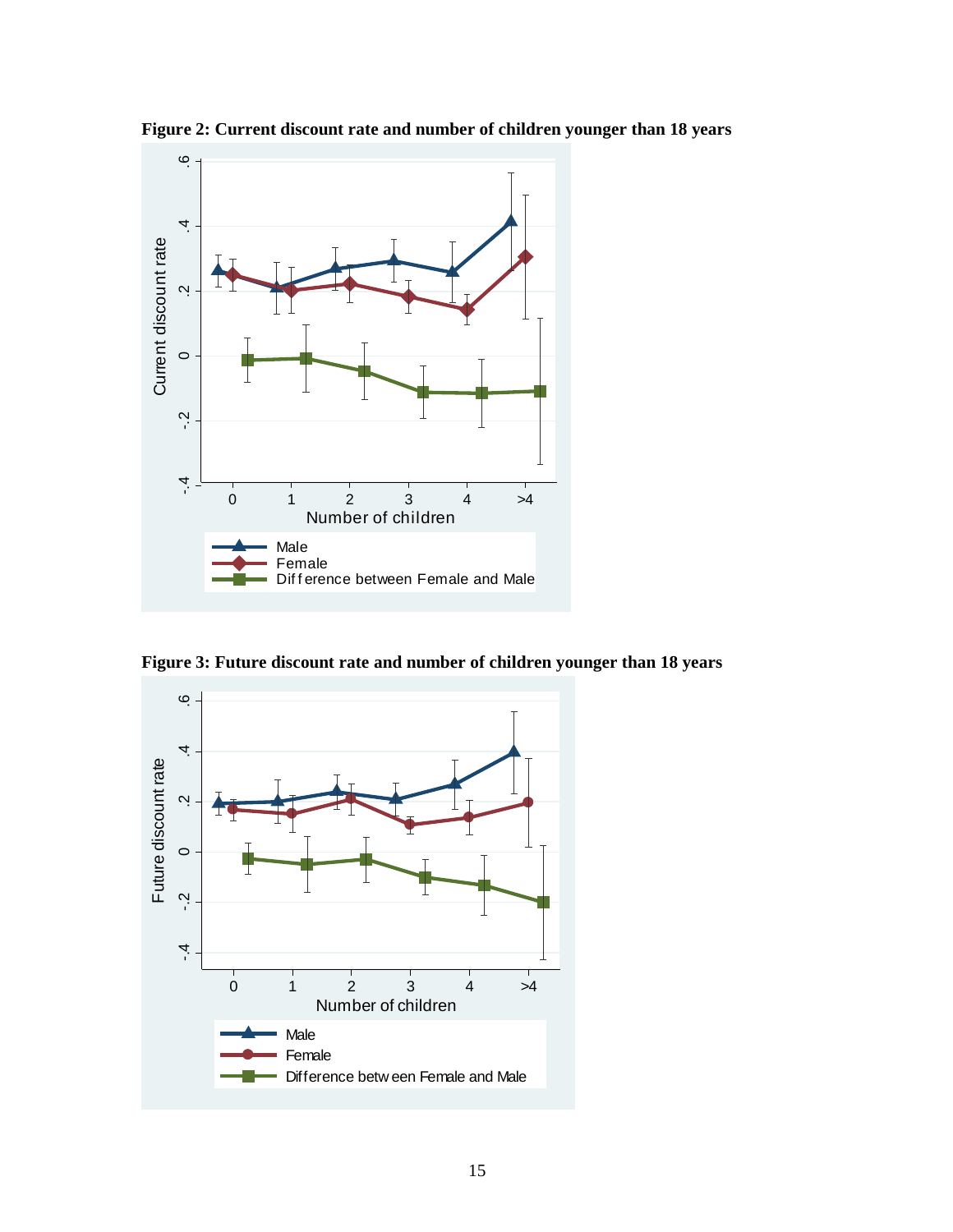**Figure 2: Current discount rate and number of children younger than 18 years**

**Figure 3: Future discount rate and number of children younger than 18 years**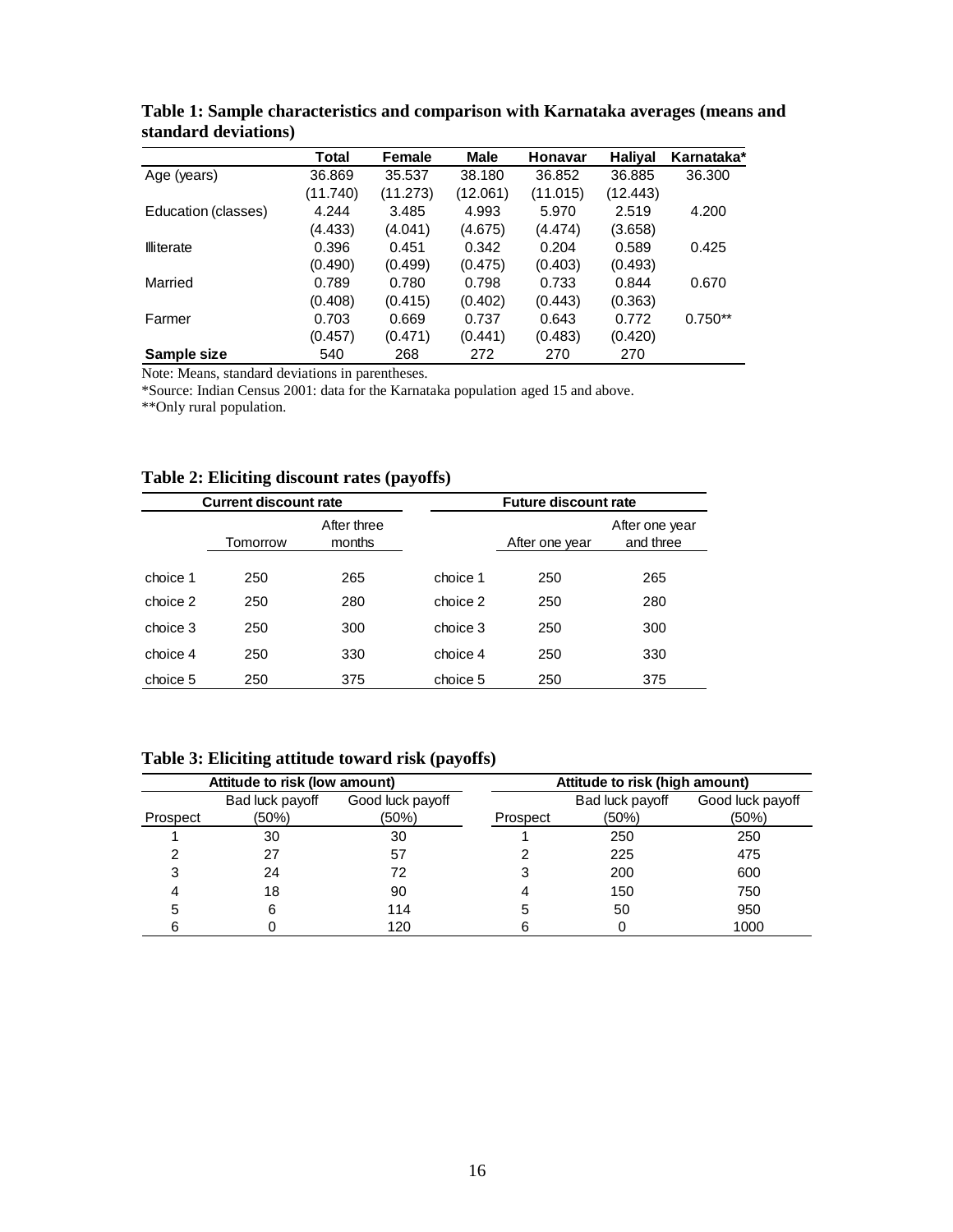**Table 1: Sample characteristics and comparison with Karnataka averages (means and standard deviations)**

| | Total | Female | Male | Honavar | Haliyal | Karnataka* |
|---|---|---|---|---|---|---|
| Age (years) | 36.869 | 35.537 | 38.180 | 36.852 | 36.885 | 36.300 |
| | (11.740) | (11.273) | (12.061) | (11.015) | (12.443) | |
| Education (classes) | 4.244 | 3.485 | 4.993 | 5.970 | 2.519 | 4.200 |
| | (4.433) | (4.041) | (4.675) | (4.474) | (3.658) | |
| Illiterate | 0.396 | 0.451 | 0.342 | 0.204 | 0.589 | 0.425 |
| | (0.490) | (0.499) | (0.475) | (0.403) | (0.493) | |
| Married | 0.789 | 0.780 | 0.798 | 0.733 | 0.844 | 0.670 |
| | (0.408) | (0.415) | (0.402) | (0.443) | (0.363) | |
| Farmer | 0.703 | 0.669 | 0.737 | 0.643 | 0.772 | 0.750** |
| | (0.457) | (0.471) | (0.441) | (0.483) | (0.420) | |
| **Sample size** | 540 | 268 | 272 | 270 | 270 | |

Note: Means, standard deviations in parentheses.
*Source: Indian Census 2001: data for the Karnataka population aged 15 and above.
**Only rural population.

**Table 2: Eliciting discount rates (payoffs)**

| Current discount rate | | | Future discount rate | | |
|---|---|---|---|---|---|
| | Tomorrow | After three months | | After one year | After one year and three |
| choice 1 | 250 | 265 | choice 1 | 250 | 265 |
| choice 2 | 250 | 280 | choice 2 | 250 | 280 |
| choice 3 | 250 | 300 | choice 3 | 250 | 300 |
| choice 4 | 250 | 330 | choice 4 | 250 | 330 |
| choice 5 | 250 | 375 | choice 5 | 250 | 375 |

**Table 3: Eliciting attitude toward risk (payoffs)**

| Attitude to risk (low amount) | | | Attitude to risk (high amount) | | |
|---|---|---|---|---|---|
| Prospect | Bad luck payoff (50%) | Good luck payoff (50%) | Prospect | Bad luck payoff (50%) | Good luck payoff (50%) |
| 1 | 30 | 30 | 1 | 250 | 250 |
| 2 | 27 | 57 | 2 | 225 | 475 |
| 3 | 24 | 72 | 3 | 200 | 600 |
| 4 | 18 | 90 | 4 | 150 | 750 |
| 5 | 6 | 114 | 5 | 50 | 950 |
| 6 | 0 | 120 | 6 | 0 | 1000 |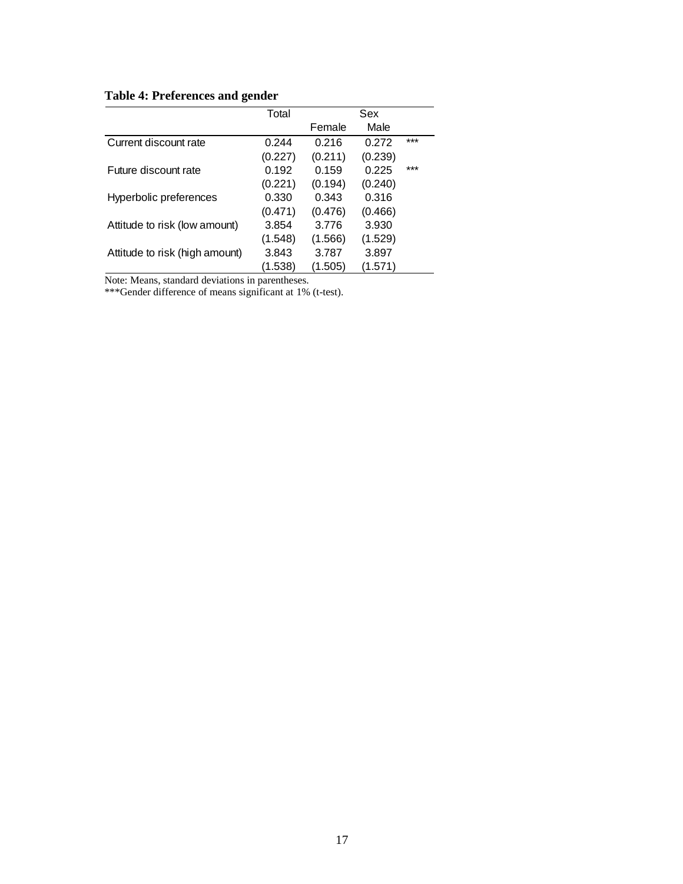**Table 4: Preferences and gender**

| | Total | Sex | | |
|---|---|---|---|---|
| | | Female | Male | |
| Current discount rate | 0.244 | 0.216 | 0.272 | *** |
| | (0.227) | (0.211) | (0.239) | |
| Future discount rate | 0.192 | 0.159 | 0.225 | *** |
| | (0.221) | (0.194) | (0.240) | |
| Hyperbolic preferences | 0.330 | 0.343 | 0.316 | |
| | (0.471) | (0.476) | (0.466) | |
| Attitude to risk (low amount) | 3.854 | 3.776 | 3.930 | |
| | (1.548) | (1.566) | (1.529) | |
| Attitude to risk (high amount) | 3.843 | 3.787 | 3.897 | |
| | (1.538) | (1.505) | (1.571) | |

Note: Means, standard deviations in parentheses.
***Gender difference of means significant at 1% (t-test).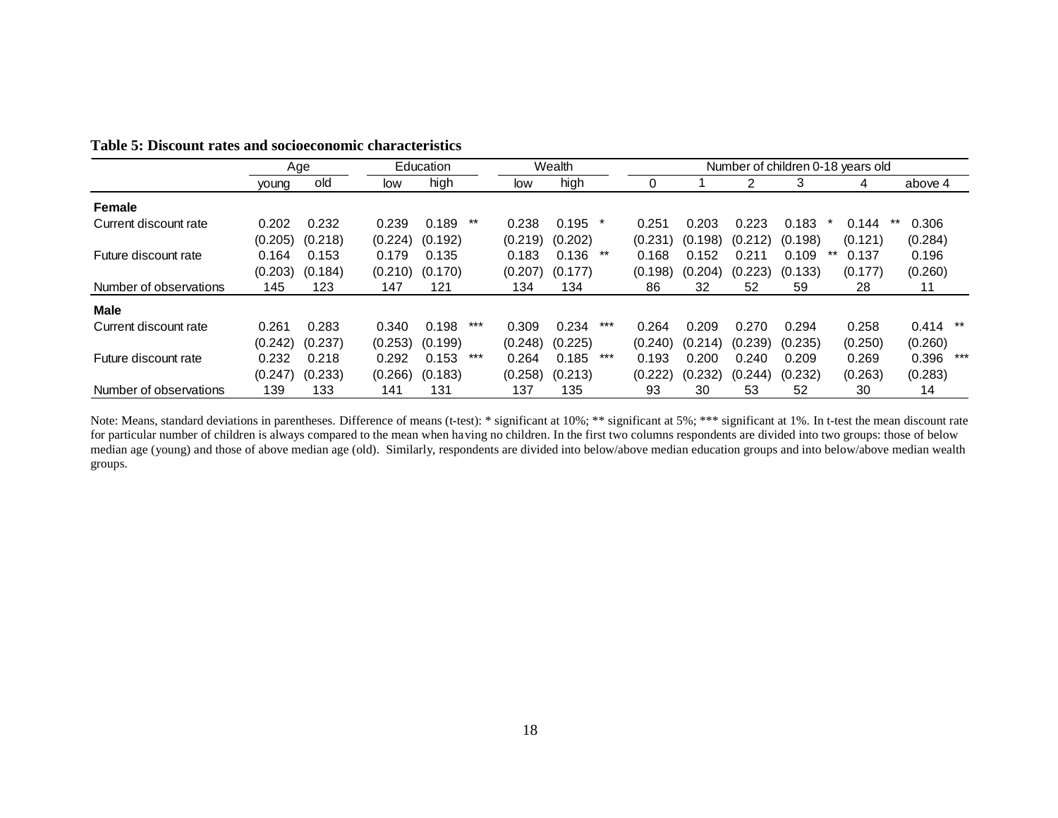**Table 5: Discount rates and socioeconomic characteristics**

| | Age | | Education | | | Wealth | | | Number of children 0-18 years old | | | | | | | | |
|---|---|---|---|---|---|---|---|---|---|---|---|---|---|---|---|---|---|
| | young | old | low | high | | low | high | | 0 | 1 | 2 | 3 | | 4 | | above 4 | |
| **Female** | | | | | | | | | | | | | | | | | |
| Current discount rate | 0.202 | 0.232 | 0.239 | 0.189 | ** | 0.238 | 0.195 | * | 0.251 | 0.203 | 0.223 | 0.183 | * | 0.144 | ** | 0.306 | |
| | (0.205) | (0.218) | (0.224) | (0.192) | | (0.219) | (0.202) | | (0.231) | (0.198) | (0.212) | (0.198) | | (0.121) | | (0.284) | |
| Future discount rate | 0.164 | 0.153 | 0.179 | 0.135 | | 0.183 | 0.136 | ** | 0.168 | 0.152 | 0.211 | 0.109 | ** | 0.137 | | 0.196 | |
| | (0.203) | (0.184) | (0.210) | (0.170) | | (0.207) | (0.177) | | (0.198) | (0.204) | (0.223) | (0.133) | | (0.177) | | (0.260) | |
| Number of observations | 145 | 123 | 147 | 121 | | 134 | 134 | | 86 | 32 | 52 | 59 | | 28 | | 11 | |
| **Male** | | | | | | | | | | | | | | | | | |
| Current discount rate | 0.261 | 0.283 | 0.340 | 0.198 | *** | 0.309 | 0.234 | *** | 0.264 | 0.209 | 0.270 | 0.294 | | 0.258 | | 0.414 | ** |
| | (0.242) | (0.237) | (0.253) | (0.199) | | (0.248) | (0.225) | | (0.240) | (0.214) | (0.239) | (0.235) | | (0.250) | | (0.260) | |
| Future discount rate | 0.232 | 0.218 | 0.292 | 0.153 | *** | 0.264 | 0.185 | *** | 0.193 | 0.200 | 0.240 | 0.209 | | 0.269 | | 0.396 | *** |
| | (0.247) | (0.233) | (0.266) | (0.183) | | (0.258) | (0.213) | | (0.222) | (0.232) | (0.244) | (0.232) | | (0.263) | | (0.283) | |
| Number of observations | 139 | 133 | 141 | 131 | | 137 | 135 | | 93 | 30 | 53 | 52 | | 30 | | 14 | |

Note: Means, standard deviations in parentheses. Difference of means (t-test): * significant at 10%; ** significant at 5%; *** significant at 1%. In t-test the mean discount rate for particular number of children is always compared to the mean when having no children. In the first two columns respondents are divided into two groups: those of below median age (young) and those of above median age (old). Similarly, respondents are divided into below/above median education groups and into below/above median wealth groups.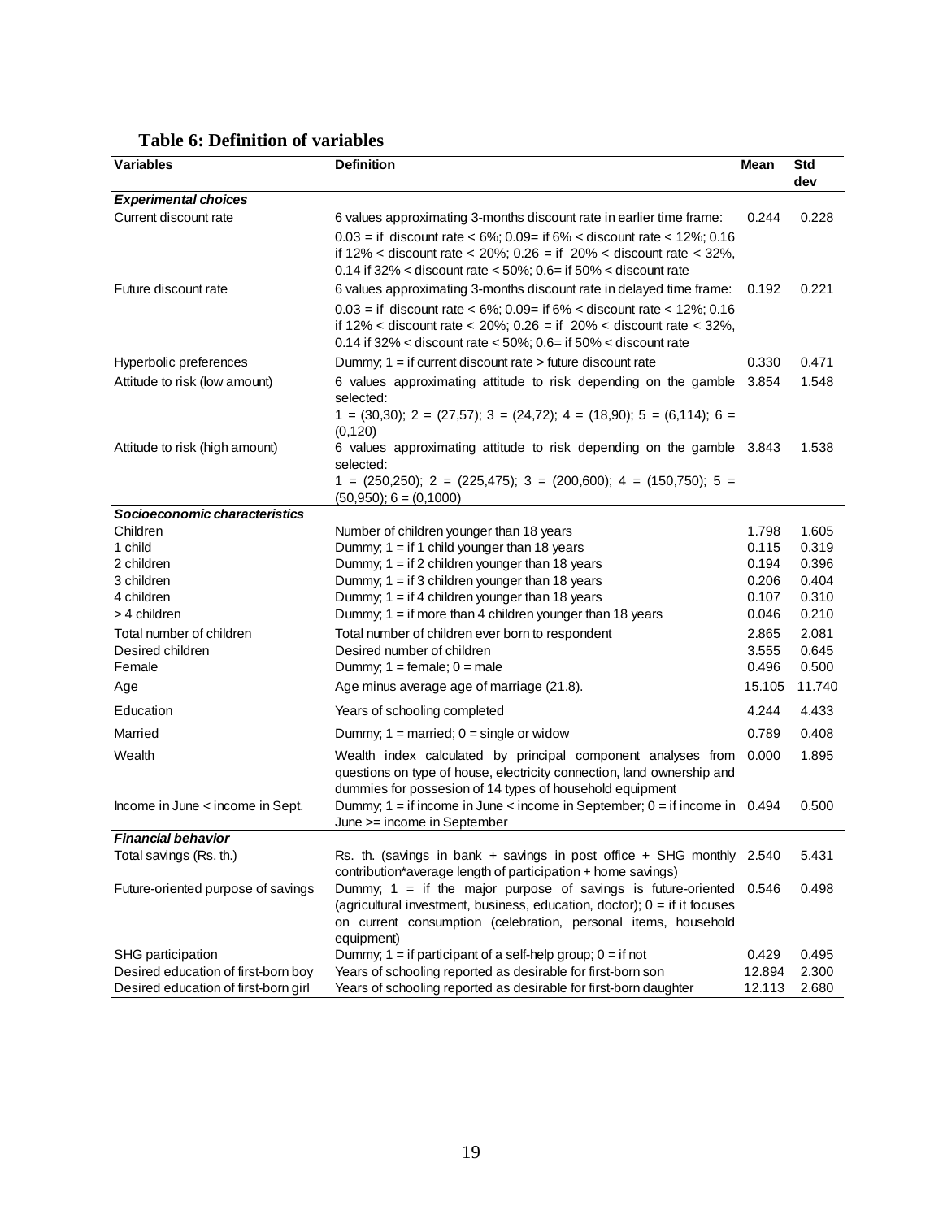**Table 6: Definition of variables**

| Variables | Definition | Mean | Std dev |
|---|---|---|---|
| ***Experimental choices*** | | | |
| Current discount rate | 6 values approximating 3-months discount rate in earlier time frame: 0.03 = if discount rate < 6%; 0.09= if 6% < discount rate < 12%; 0.16 if 12% < discount rate < 20%; 0.26 = if 20% < discount rate < 32%, 0.14 if 32% < discount rate < 50%; 0.6= if 50% < discount rate | 0.244 | 0.228 |
| Future discount rate | 6 values approximating 3-months discount rate in delayed time frame: 0.03 = if discount rate < 6%; 0.09= if 6% < discount rate < 12%; 0.16 if 12% < discount rate < 20%; 0.26 = if 20% < discount rate < 32%, 0.14 if 32% < discount rate < 50%; 0.6= if 50% < discount rate | 0.192 | 0.221 |
| Hyperbolic preferences | Dummy; 1 = if current discount rate > future discount rate | 0.330 | 0.471 |
| Attitude to risk (low amount) | 6 values approximating attitude to risk depending on the gamble selected: 1 = (30,30); 2 = (27,57); 3 = (24,72); 4 = (18,90); 5 = (6,114); 6 = (0,120) | 3.854 | 1.548 |
| Attitude to risk (high amount) | 6 values approximating attitude to risk depending on the gamble selected: 1 = (250,250); 2 = (225,475); 3 = (200,600); 4 = (150,750); 5 = (50,950); 6 = (0,1000) | 3.843 | 1.538 |
| ***Socioeconomic characteristics*** | | | |
| Children | Number of children younger than 18 years | 1.798 | 1.605 |
| 1 child | Dummy; 1 = if 1 child younger than 18 years | 0.115 | 0.319 |
| 2 children | Dummy; 1 = if 2 children younger than 18 years | 0.194 | 0.396 |
| 3 children | Dummy; 1 = if 3 children younger than 18 years | 0.206 | 0.404 |
| 4 children | Dummy; 1 = if 4 children younger than 18 years | 0.107 | 0.310 |
| > 4 children | Dummy; 1 = if more than 4 children younger than 18 years | 0.046 | 0.210 |
| Total number of children | Total number of children ever born to respondent | 2.865 | 2.081 |
| Desired children | Desired number of children | 3.555 | 0.645 |
| Female | Dummy; 1 = female; 0 = male | 0.496 | 0.500 |
| Age | Age minus average age of marriage (21.8). | 15.105 | 11.740 |
| Education | Years of schooling completed | 4.244 | 4.433 |
| Married | Dummy; 1 = married; 0 = single or widow | 0.789 | 0.408 |
| Wealth | Wealth index calculated by principal component analyses from questions on type of house, electricity connection, land ownership and dummies for possesion of 14 types of household equipment | 0.000 | 1.895 |
| Income in June < income in Sept. | Dummy; 1 = if income in June < income in September; 0 = if income in June >= income in September | 0.494 | 0.500 |
| ***Financial behavior*** | | | |
| Total savings (Rs. th.) | Rs. th. (savings in bank + savings in post office + SHG monthly contribution*average length of participation + home savings) | 2.540 | 5.431 |
| Future-oriented purpose of savings | Dummy; 1 = if the major purpose of savings is future-oriented (agricultural investment, business, education, doctor); 0 = if it focuses on current consumption (celebration, personal items, household equipment) | 0.546 | 0.498 |
| SHG participation | Dummy; 1 = if participant of a self-help group; 0 = if not | 0.429 | 0.495 |
| Desired education of first-born boy | Years of schooling reported as desirable for first-born son | 12.894 | 2.300 |
| Desired education of first-born girl | Years of schooling reported as desirable for first-born daughter | 12.113 | 2.680 |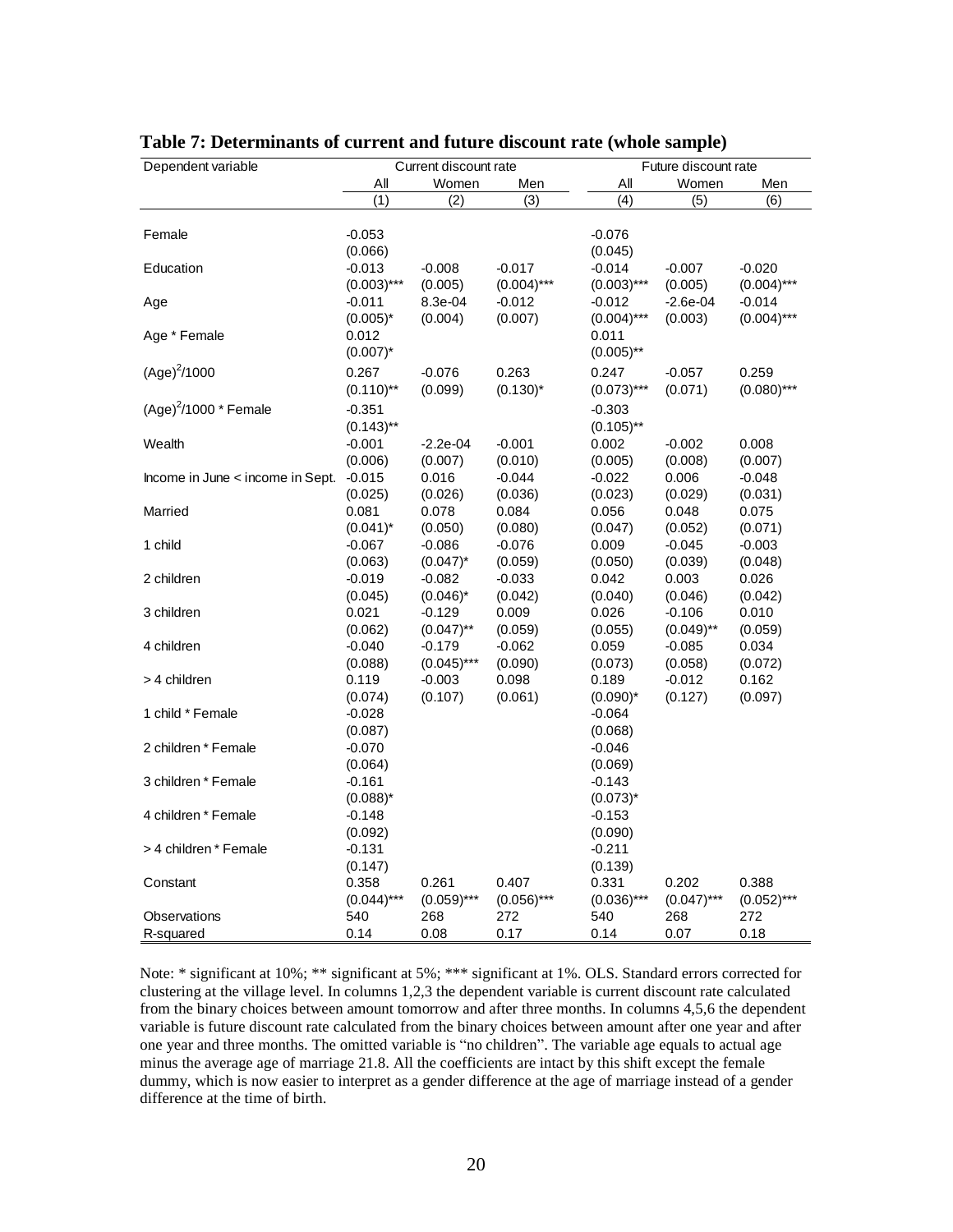**Table 7: Determinants of current and future discount rate (whole sample)**

| Dependent variable | Current discount rate | | | Future discount rate | | |
|---|---|---|---|---|---|---|
| | All | Women | Men | All | Women | Men |
| | (1) | (2) | (3) | (4) | (5) | (6) |
| Female | -0.053 | | | -0.076 | | |
| | (0.066) | | | (0.045) | | |
| Education | -0.013 | -0.008 | -0.017 | -0.014 | -0.007 | -0.020 |
| | (0.003)*** | (0.005) | (0.004)*** | (0.003)*** | (0.005) | (0.004)*** |
| Age | -0.011 | 8.3e-04 | -0.012 | -0.012 | -2.6e-04 | -0.014 |
| | (0.005)* | (0.004) | (0.007) | (0.004)*** | (0.003) | (0.004)*** |
| Age * Female | 0.012 | | | 0.011 | | |
| | (0.007)* | | | (0.005)** | | |
| $(\text{Age})^2/1000$ | 0.267 | -0.076 | 0.263 | 0.247 | -0.057 | 0.259 |
| | (0.110)** | (0.099) | (0.130)* | (0.073)*** | (0.071) | (0.080)*** |
| $(\text{Age})^2/1000$ * Female | -0.351 | | | -0.303 | | |
| | (0.143)** | | | (0.105)** | | |
| Wealth | -0.001 | -2.2e-04 | -0.001 | 0.002 | -0.002 | 0.008 |
| | (0.006) | (0.007) | (0.010) | (0.005) | (0.008) | (0.007) |
| Income in June < income in Sept. | -0.015 | 0.016 | -0.044 | -0.022 | 0.006 | -0.048 |
| | (0.025) | (0.026) | (0.036) | (0.023) | (0.029) | (0.031) |
| Married | 0.081 | 0.078 | 0.084 | 0.056 | 0.048 | 0.075 |
| | (0.041)* | (0.050) | (0.080) | (0.047) | (0.052) | (0.071) |
| 1 child | -0.067 | -0.086 | -0.076 | 0.009 | -0.045 | -0.003 |
| | (0.063) | (0.047)* | (0.059) | (0.050) | (0.039) | (0.048) |
| 2 children | -0.019 | -0.082 | -0.033 | 0.042 | 0.003 | 0.026 |
| | (0.045) | (0.046)* | (0.042) | (0.040) | (0.046) | (0.042) |
| 3 children | 0.021 | -0.129 | 0.009 | 0.026 | -0.106 | 0.010 |
| | (0.062) | (0.047)** | (0.059) | (0.055) | (0.049)** | (0.059) |
| 4 children | -0.040 | -0.179 | -0.062 | 0.059 | -0.085 | 0.034 |
| | (0.088) | (0.045)*** | (0.090) | (0.073) | (0.058) | (0.072) |
| > 4 children | 0.119 | -0.003 | 0.098 | 0.189 | -0.012 | 0.162 |
| | (0.074) | (0.107) | (0.061) | (0.090)* | (0.127) | (0.097) |
| 1 child * Female | -0.028 | | | -0.064 | | |
| | (0.087) | | | (0.068) | | |
| 2 children * Female | -0.070 | | | -0.046 | | |
| | (0.064) | | | (0.069) | | |
| 3 children * Female | -0.161 | | | -0.143 | | |
| | (0.088)* | | | (0.073)* | | |
| 4 children * Female | -0.148 | | | -0.153 | | |
| | (0.092) | | | (0.090) | | |
| > 4 children * Female | -0.131 | | | -0.211 | | |
| | (0.147) | | | (0.139) | | |
| Constant | 0.358 | 0.261 | 0.407 | 0.331 | 0.202 | 0.388 |
| | (0.044)*** | (0.059)*** | (0.056)*** | (0.036)*** | (0.047)*** | (0.052)*** |
| Observations | 540 | 268 | 272 | 540 | 268 | 272 |
| R-squared | 0.14 | 0.08 | 0.17 | 0.14 | 0.07 | 0.18 |

Note: * significant at 10%; ** significant at 5%; *** significant at 1%. OLS. Standard errors corrected for clustering at the village level. In columns 1,2,3 the dependent variable is current discount rate calculated from the binary choices between amount tomorrow and after three months. In columns 4,5,6 the dependent variable is future discount rate calculated from the binary choices between amount after one year and after one year and three months. The omitted variable is "no children". The variable age equals to actual age minus the average age of marriage 21.8. All the coefficients are intact by this shift except the female dummy, which is now easier to interpret as a gender difference at the age of marriage instead of a gender difference at the time of birth.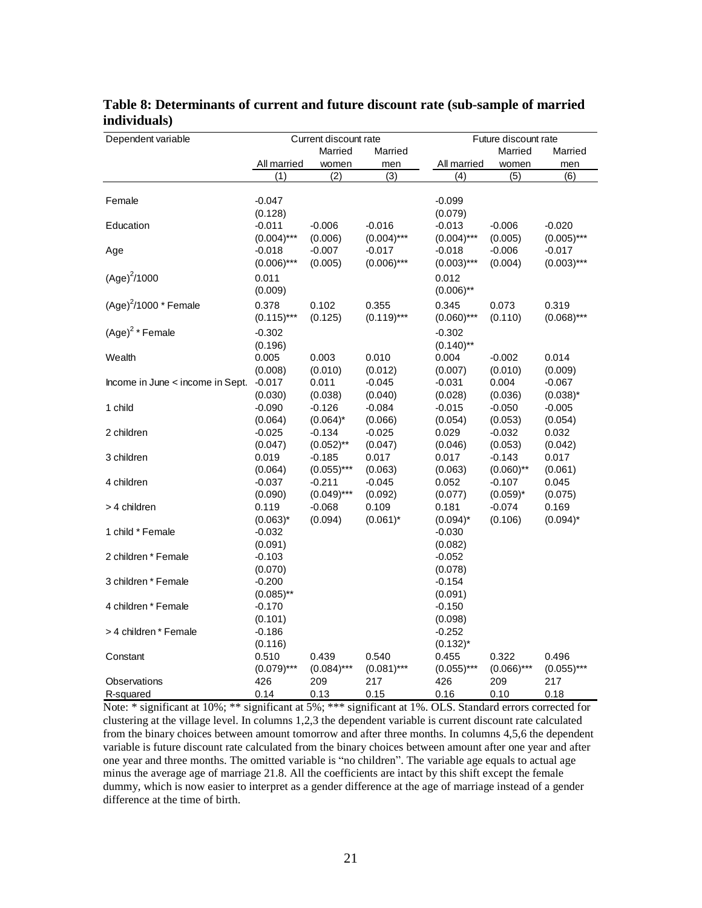**Table 8: Determinants of current and future discount rate (sub-sample of married individuals)**

| Dependent variable | Current discount rate | | | Future discount rate | | |
|---|---|---|---|---|---|---|
| | All married | Married women | Married men | All married | Married women | Married men |
| | (1) | (2) | (3) | (4) | (5) | (6) |
| Female | -0.047 | | | -0.099 | | |
| | (0.128) | | | (0.079) | | |
| Education | -0.011 | -0.006 | -0.016 | -0.013 | -0.006 | -0.020 |
| | (0.004)*** | (0.006) | (0.004)*** | (0.004)*** | (0.005) | (0.005)*** |
| Age | -0.018 | -0.007 | -0.017 | -0.018 | -0.006 | -0.017 |
| | (0.006)*** | (0.005) | (0.006)*** | (0.003)*** | (0.004) | (0.003)*** |
| $(\text{Age})^2/1000$ | 0.011 | | | 0.012 | | |
| | (0.009) | | | (0.006)** | | |
| $(\text{Age})^2/1000$ * Female | 0.378 | 0.102 | 0.355 | 0.345 | 0.073 | 0.319 |
| | (0.115)*** | (0.125) | (0.119)*** | (0.060)*** | (0.110) | (0.068)*** |
| $(\text{Age})^2$ * Female | -0.302 | | | -0.302 | | |
| | (0.196) | | | (0.140)** | | |
| Wealth | 0.005 | 0.003 | 0.010 | 0.004 | -0.002 | 0.014 |
| | (0.008) | (0.010) | (0.012) | (0.007) | (0.010) | (0.009) |
| Income in June < income in Sept. | -0.017 | 0.011 | -0.045 | -0.031 | 0.004 | -0.067 |
| | (0.030) | (0.038) | (0.040) | (0.028) | (0.036) | (0.038)* |
| 1 child | -0.090 | -0.126 | -0.084 | -0.015 | -0.050 | -0.005 |
| | (0.064) | (0.064)* | (0.066) | (0.054) | (0.053) | (0.054) |
| 2 children | -0.025 | -0.134 | -0.025 | 0.029 | -0.032 | 0.032 |
| | (0.047) | (0.052)** | (0.047) | (0.046) | (0.053) | (0.042) |
| 3 children | 0.019 | -0.185 | 0.017 | 0.017 | -0.143 | 0.017 |
| | (0.064) | (0.055)*** | (0.063) | (0.063) | (0.060)** | (0.061) |
| 4 children | -0.037 | -0.211 | -0.045 | 0.052 | -0.107 | 0.045 |
| | (0.090) | (0.049)*** | (0.092) | (0.077) | (0.059)* | (0.075) |
| > 4 children | 0.119 | -0.068 | 0.109 | 0.181 | -0.074 | 0.169 |
| | (0.063)* | (0.094) | (0.061)* | (0.094)* | (0.106) | (0.094)* |
| 1 child * Female | -0.032 | | | -0.030 | | |
| | (0.091) | | | (0.082) | | |
| 2 children * Female | -0.103 | | | -0.052 | | |
| | (0.070) | | | (0.078) | | |
| 3 children * Female | -0.200 | | | -0.154 | | |
| | (0.085)** | | | (0.091) | | |
| 4 children * Female | -0.170 | | | -0.150 | | |
| | (0.101) | | | (0.098) | | |
| > 4 children * Female | -0.186 | | | -0.252 | | |
| | (0.116) | | | (0.132)* | | |
| Constant | 0.510 | 0.439 | 0.540 | 0.455 | 0.322 | 0.496 |
| | (0.079)*** | (0.084)*** | (0.081)*** | (0.055)*** | (0.066)*** | (0.055)*** |
| Observations | 426 | 209 | 217 | 426 | 209 | 217 |
| R-squared | 0.14 | 0.13 | 0.15 | 0.16 | 0.10 | 0.18 |

Note: * significant at 10%; ** significant at 5%; *** significant at 1%. OLS. Standard errors corrected for clustering at the village level. In columns 1,2,3 the dependent variable is current discount rate calculated from the binary choices between amount tomorrow and after three months. In columns 4,5,6 the dependent variable is future discount rate calculated from the binary choices between amount after one year and after one year and three months. The omitted variable is "no children". The variable age equals to actual age minus the average age of marriage 21.8. All the coefficients are intact by this shift except the female dummy, which is now easier to interpret as a gender difference at the age of marriage instead of a gender difference at the time of birth.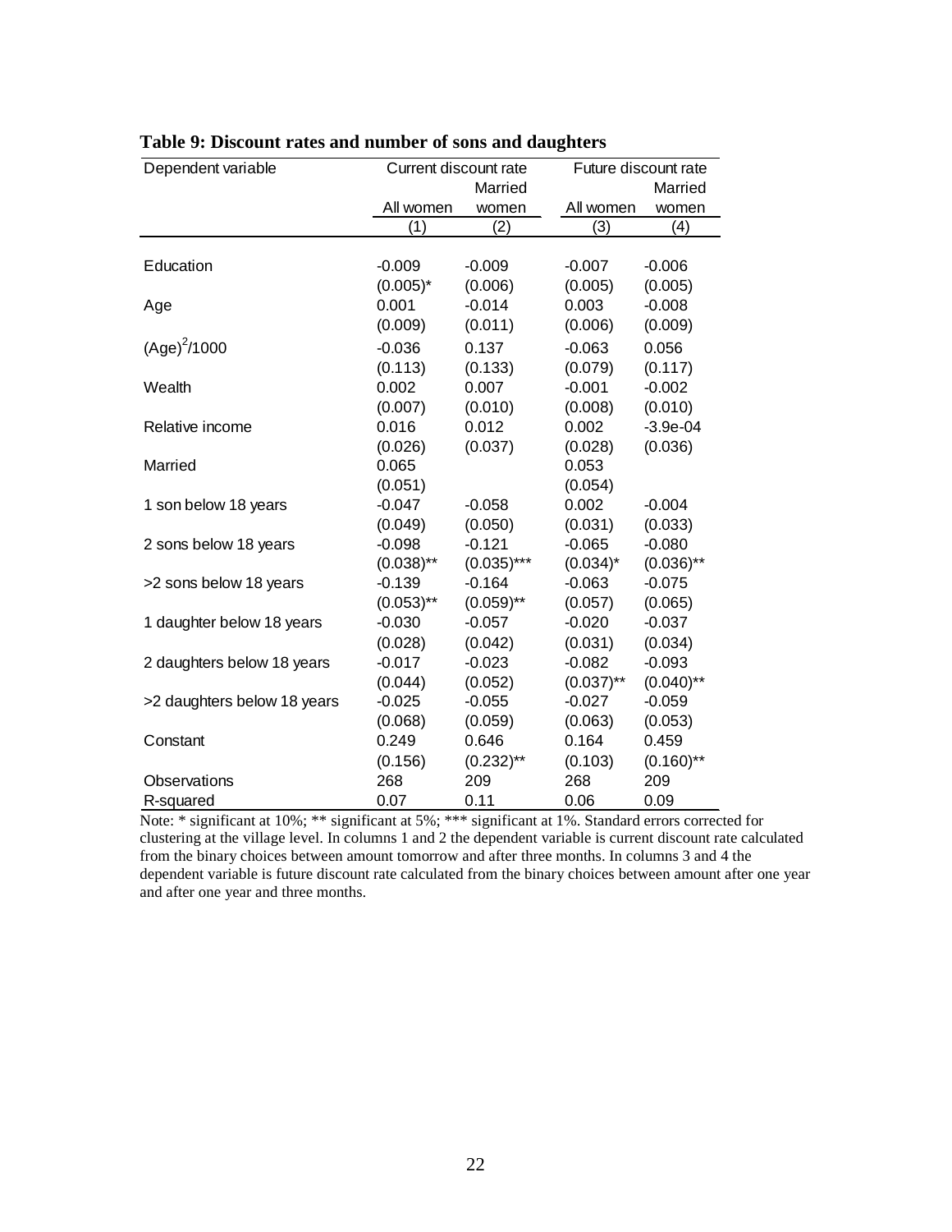**Table 9: Discount rates and number of sons and daughters**

| Dependent variable | Current discount rate | | Future discount rate | |
|---|---|---|---|---|
| | All women | Married women | All women | Married women |
| | (1) | (2) | (3) | (4) |
| Education | -0.009 | -0.009 | -0.007 | -0.006 |
| | (0.005)* | (0.006) | (0.005) | (0.005) |
| Age | 0.001 | -0.014 | 0.003 | -0.008 |
| | (0.009) | (0.011) | (0.006) | (0.009) |
| $(Age)^2/1000$ | -0.036 | 0.137 | -0.063 | 0.056 |
| | (0.113) | (0.133) | (0.079) | (0.117) |
| Wealth | 0.002 | 0.007 | -0.001 | -0.002 |
| | (0.007) | (0.010) | (0.008) | (0.010) |
| Relative income | 0.016 | 0.012 | 0.002 | -3.9e-04 |
| | (0.026) | (0.037) | (0.028) | (0.036) |
| Married | 0.065 | | 0.053 | |
| | (0.051) | | (0.054) | |
| 1 son below 18 years | -0.047 | -0.058 | 0.002 | -0.004 |
| | (0.049) | (0.050) | (0.031) | (0.033) |
| 2 sons below 18 years | -0.098 | -0.121 | -0.065 | -0.080 |
| | (0.038)** | (0.035)*** | (0.034)* | (0.036)** |
| >2 sons below 18 years | -0.139 | -0.164 | -0.063 | -0.075 |
| | (0.053)** | (0.059)** | (0.057) | (0.065) |
| 1 daughter below 18 years | -0.030 | -0.057 | -0.020 | -0.037 |
| | (0.028) | (0.042) | (0.031) | (0.034) |
| 2 daughters below 18 years | -0.017 | -0.023 | -0.082 | -0.093 |
| | (0.044) | (0.052) | (0.037)** | (0.040)** |
| >2 daughters below 18 years | -0.025 | -0.055 | -0.027 | -0.059 |
| | (0.068) | (0.059) | (0.063) | (0.053) |
| Constant | 0.249 | 0.646 | 0.164 | 0.459 |
| | (0.156) | (0.232)** | (0.103) | (0.160)** |
| Observations | 268 | 209 | 268 | 209 |
| R-squared | 0.07 | 0.11 | 0.06 | 0.09 |

Note: * significant at 10%; ** significant at 5%; *** significant at 1%. Standard errors corrected for clustering at the village level. In columns 1 and 2 the dependent variable is current discount rate calculated from the binary choices between amount tomorrow and after three months. In columns 3 and 4 the dependent variable is future discount rate calculated from the binary choices between amount after one year and after one year and three months.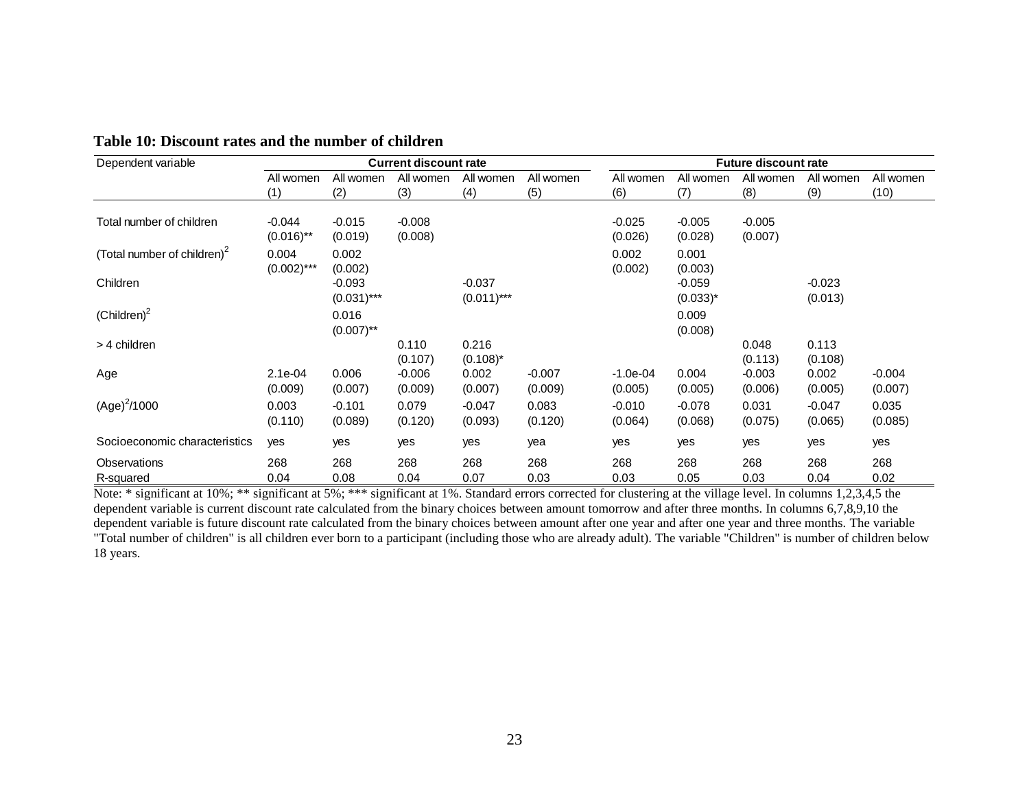**Table 10: Discount rates and the number of children**

| Dependent variable | Current discount rate | | | | | Future discount rate | | | | |
|---|---|---|---|---|---|---|---|---|---|---|
| | All women (1) | All women (2) | All women (3) | All women (4) | All women (5) | All women (6) | All women (7) | All women (8) | All women (9) | All women (10) |
| Total number of children | -0.044 | -0.015 | -0.008 | | | -0.025 | -0.005 | -0.005 | | |
| | (0.016)** | (0.019) | (0.008) | | | (0.026) | (0.028) | (0.007) | | |
| (Total number of children)$^2$ | 0.004 | 0.002 | | | | 0.002 | 0.001 | | | |
| | (0.002)*** | (0.002) | | | | (0.002) | (0.003) | | | |
| Children | | -0.093 | | -0.037 | | | -0.059 | | -0.023 | |
| | | (0.031)*** | | (0.011)*** | | | (0.033)* | | (0.013) | |
| (Children)$^2$ | | 0.016 | | | | | 0.009 | | | |
| | | (0.007)** | | | | | (0.008) | | | |
| > 4 children | | | 0.110 | 0.216 | | | | 0.048 | 0.113 | |
| | | | (0.107) | (0.108)* | | | | (0.113) | (0.108) | |
| Age | 2.1e-04 | 0.006 | -0.006 | 0.002 | -0.007 | -1.0e-04 | 0.004 | -0.003 | 0.002 | -0.004 |
| | (0.009) | (0.007) | (0.009) | (0.007) | (0.009) | (0.005) | (0.005) | (0.006) | (0.005) | (0.007) |
| (Age)$^2$/1000 | 0.003 | -0.101 | 0.079 | -0.047 | 0.083 | -0.010 | -0.078 | 0.031 | -0.047 | 0.035 |
| | (0.110) | (0.089) | (0.120) | (0.093) | (0.120) | (0.064) | (0.068) | (0.075) | (0.065) | (0.085) |
| Socioeconomic characteristics | yes | yes | yes | yes | yea | yes | yes | yes | yes | yes |
| Observations | 268 | 268 | 268 | 268 | 268 | 268 | 268 | 268 | 268 | 268 |
| R-squared | 0.04 | 0.08 | 0.04 | 0.07 | 0.03 | 0.03 | 0.05 | 0.03 | 0.04 | 0.02 |

Note: * significant at 10%; ** significant at 5%; *** significant at 1%. Standard errors corrected for clustering at the village level. In columns 1,2,3,4,5 the dependent variable is current discount rate calculated from the binary choices between amount tomorrow and after three months. In columns 6,7,8,9,10 the dependent variable is future discount rate calculated from the binary choices between amount after one year and after one year and three months. The variable "Total number of children" is all children ever born to a participant (including those who are already adult). The variable "Children" is number of children below 18 years.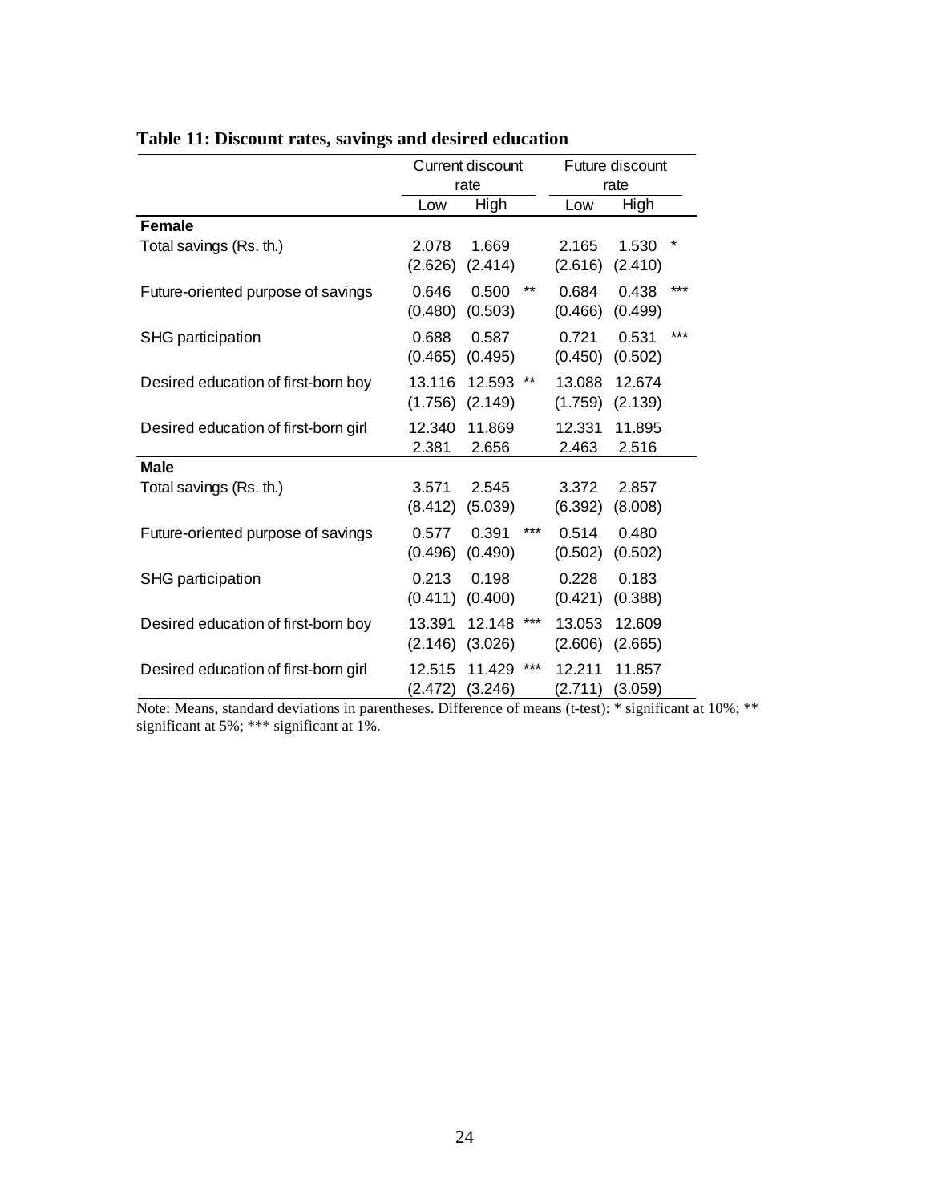**Table 11: Discount rates, savings and desired education**

| | Current discount rate | | | Future discount rate | | |
|---|---|---|---|---|---|---|
| | Low | High | | Low | High | |
| **Female** | | | | | | |
| Total savings (Rs. th.) | 2.078 | 1.669 | | 2.165 | 1.530 | * |
| | (2.626) | (2.414) | | (2.616) | (2.410) | |
| Future-oriented purpose of savings | 0.646 | 0.500 | ** | 0.684 | 0.438 | *** |
| | (0.480) | (0.503) | | (0.466) | (0.499) | |
| SHG participation | 0.688 | 0.587 | | 0.721 | 0.531 | *** |
| | (0.465) | (0.495) | | (0.450) | (0.502) | |
| Desired education of first-born boy | 13.116 | 12.593 | ** | 13.088 | 12.674 | |
| | (1.756) | (2.149) | | (1.759) | (2.139) | |
| Desired education of first-born girl | 12.340 | 11.869 | | 12.331 | 11.895 | |
| | 2.381 | 2.656 | | 2.463 | 2.516 | |
| **Male** | | | | | | |
| Total savings (Rs. th.) | 3.571 | 2.545 | | 3.372 | 2.857 | |
| | (8.412) | (5.039) | | (6.392) | (8.008) | |
| Future-oriented purpose of savings | 0.577 | 0.391 | *** | 0.514 | 0.480 | |
| | (0.496) | (0.490) | | (0.502) | (0.502) | |
| SHG participation | 0.213 | 0.198 | | 0.228 | 0.183 | |
| | (0.411) | (0.400) | | (0.421) | (0.388) | |
| Desired education of first-born boy | 13.391 | 12.148 | *** | 13.053 | 12.609 | |
| | (2.146) | (3.026) | | (2.606) | (2.665) | |
| Desired education of first-born girl | 12.515 | 11.429 | *** | 12.211 | 11.857 | |
| | (2.472) | (3.246) | | (2.711) | (3.059) | |

Note: Means, standard deviations in parentheses. Difference of means (t-test): * significant at 10%; ** significant at 5%; *** significant at 1%.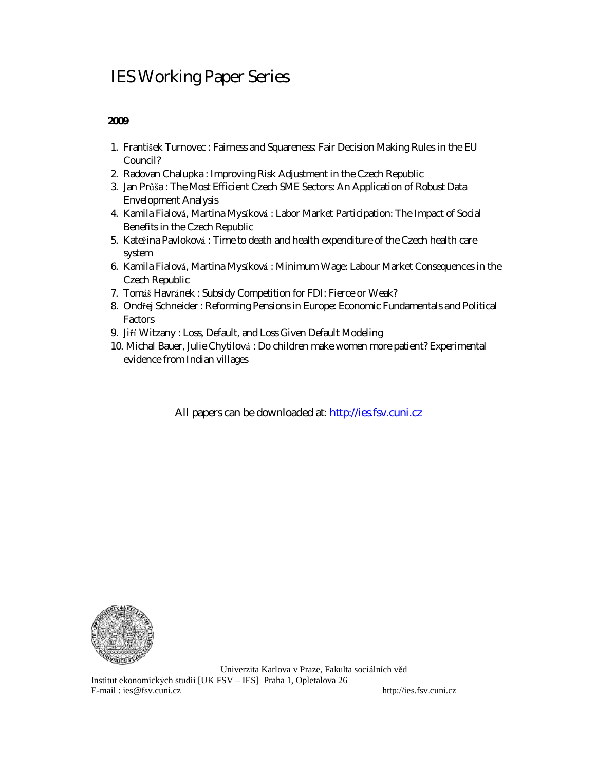# IES Working Paper Series

**2009**

1. František Turnovec : Fairness and Squareness: Fair Decision Making Rules in the EU Council?
2. Radovan Chalupka : Improving Risk Adjustment in the Czech Republic
3. Jan Průša : The Most Efficient Czech SME Sectors: An Application of Robust Data Envelopment Analysis
4. Kamila Fialová, Martina Mysíková : Labor Market Participation: The Impact of Social Benefits in the Czech Republic
5. Kateřina Pavloková : Time to death and health expenditure of the Czech health care system
6. Kamila Fialová, Martina Mysíková : Minimum Wage: Labour Market Consequences in the Czech Republic
7. Tomáš Havránek : Subsidy Competition for FDI: Fierce or Weak?
8. Ondřej Schneider : Reforming Pensions in Europe: Economic Fundamentals and Political Factors
9. Jiří Witzany : Loss, Default, and Loss Given Default Modeling
10. Michal Bauer, Julie Chytilová : Do children make women more patient? Experimental evidence from Indian villages

All papers can be downloaded at: http://ies.fsv.cuni.cz

Univerzita Karlova v Praze, Fakulta sociálních věd
Institut ekonomických studií [UK FSV – IES] Praha 1, Opletalova 26
E-mail : ies@fsv.cuni.cz http://ies.fsv.cuni.cz